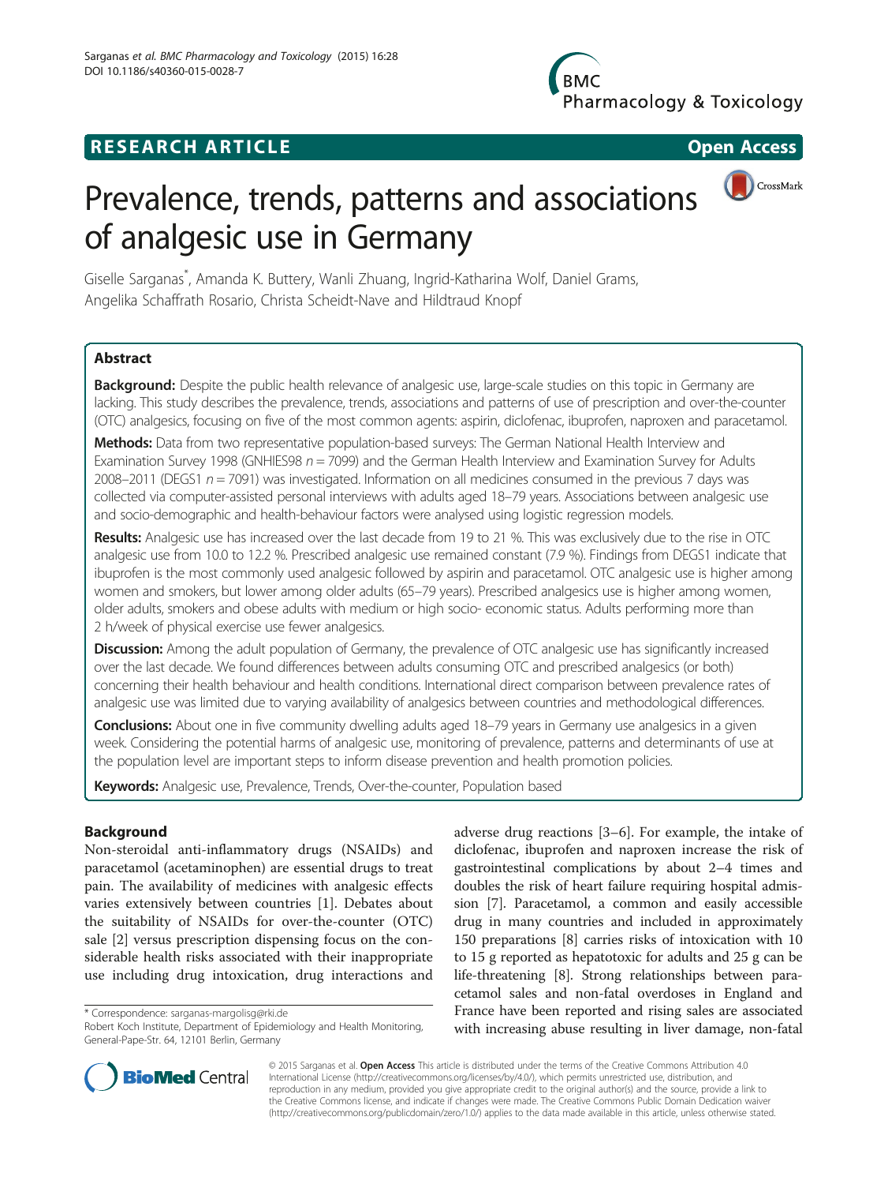RESEARCH ARTICLE

Open Access

# Prevalence, trends, patterns and associations of analgesic use in Germany

Giselle Sarganas*, Amanda K. Buttery, Wanli Zhuang, Ingrid-Katharina Wolf, Daniel Grams, Angelika Schaffrath Rosario, Christa Scheidt-Nave and Hildtraud Knopf

## Abstract

**Background:** Despite the public health relevance of analgesic use, large-scale studies on this topic in Germany are lacking. This study describes the prevalence, trends, associations and patterns of use of prescription and over-the-counter (OTC) analgesics, focusing on five of the most common agents: aspirin, diclofenac, ibuprofen, naproxen and paracetamol.

**Methods:** Data from two representative population-based surveys: The German National Health Interview and Examination Survey 1998 (GNHIES98 $n = 7099$) and the German Health Interview and Examination Survey for Adults 2008–2011 (DEGS1 $n = 7091$) was investigated. Information on all medicines consumed in the previous 7 days was collected via computer-assisted personal interviews with adults aged 18–79 years. Associations between analgesic use and socio-demographic and health-behaviour factors were analysed using logistic regression models.

**Results:** Analgesic use has increased over the last decade from 19 to 21 %. This was exclusively due to the rise in OTC analgesic use from 10.0 to 12.2 %. Prescribed analgesic use remained constant (7.9 %). Findings from DEGS1 indicate that ibuprofen is the most commonly used analgesic followed by aspirin and paracetamol. OTC analgesic use is higher among women and smokers, but lower among older adults (65–79 years). Prescribed analgesics use is higher among women, older adults, smokers and obese adults with medium or high socio- economic status. Adults performing more than 2 h/week of physical exercise use fewer analgesics.

**Discussion:** Among the adult population of Germany, the prevalence of OTC analgesic use has significantly increased over the last decade. We found differences between adults consuming OTC and prescribed analgesics (or both) concerning their health behaviour and health conditions. International direct comparison between prevalence rates of analgesic use was limited due to varying availability of analgesics between countries and methodological differences.

**Conclusions:** About one in five community dwelling adults aged 18–79 years in Germany use analgesics in a given week. Considering the potential harms of analgesic use, monitoring of prevalence, patterns and determinants of use at the population level are important steps to inform disease prevention and health promotion policies.

**Keywords:** Analgesic use, Prevalence, Trends, Over-the-counter, Population based

## Background

Non-steroidal anti-inflammatory drugs (NSAIDs) and paracetamol (acetaminophen) are essential drugs to treat pain. The availability of medicines with analgesic effects varies extensively between countries [1]. Debates about the suitability of NSAIDs for over-the-counter (OTC) sale [2] versus prescription dispensing focus on the considerable health risks associated with their inappropriate use including drug intoxication, drug interactions and adverse drug reactions [3–6]. For example, the intake of diclofenac, ibuprofen and naproxen increase the risk of gastrointestinal complications by about 2–4 times and doubles the risk of heart failure requiring hospital admission [7]. Paracetamol, a common and easily accessible drug in many countries and included in approximately 150 preparations [8] carries risks of intoxication with 10 to 15 g reported as hepatotoxic for adults and 25 g can be life-threatening [8]. Strong relationships between paracetamol sales and non-fatal overdoses in England and France have been reported and rising sales are associated with increasing abuse resulting in liver damage, non-fatal

* Correspondence: sarganas-margolisg@rki.de
Robert Koch Institute, Department of Epidemiology and Health Monitoring, General-Pape-Str. 64, 12101 Berlin, Germany

© 2015 Sarganas et al. **Open Access** This article is distributed under the terms of the Creative Commons Attribution 4.0 International License (http://creativecommons.org/licenses/by/4.0/), which permits unrestricted use, distribution, and reproduction in any medium, provided you give appropriate credit to the original author(s) and the source, provide a link to the Creative Commons license, and indicate if changes were made. The Creative Commons Public Domain Dedication waiver (http://creativecommons.org/publicdomain/zero/1.0/) applies to the data made available in this article, unless otherwise stated.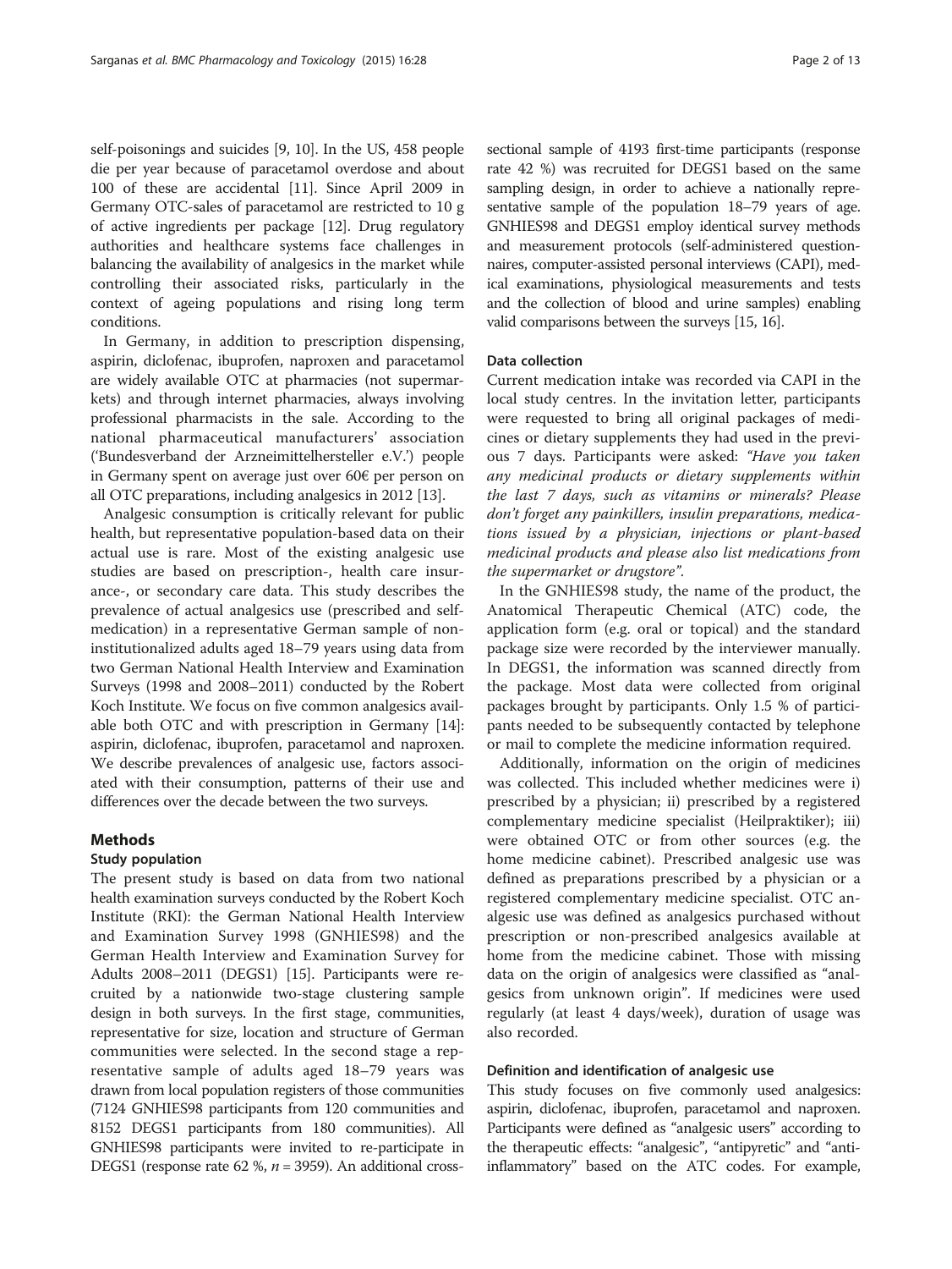self-poisonings and suicides [9, 10]. In the US, 458 people die per year because of paracetamol overdose and about 100 of these are accidental [11]. Since April 2009 in Germany OTC-sales of paracetamol are restricted to 10 g of active ingredients per package [12]. Drug regulatory authorities and healthcare systems face challenges in balancing the availability of analgesics in the market while controlling their associated risks, particularly in the context of ageing populations and rising long term conditions.

In Germany, in addition to prescription dispensing, aspirin, diclofenac, ibuprofen, naproxen and paracetamol are widely available OTC at pharmacies (not supermarkets) and through internet pharmacies, always involving professional pharmacists in the sale. According to the national pharmaceutical manufacturers' association ('Bundesverband der Arzneimittelhersteller e.V.') people in Germany spent on average just over 60€ per person on all OTC preparations, including analgesics in 2012 [13].

Analgesic consumption is critically relevant for public health, but representative population-based data on their actual use is rare. Most of the existing analgesic use studies are based on prescription-, health care insurance-, or secondary care data. This study describes the prevalence of actual analgesics use (prescribed and self-medication) in a representative German sample of non-institutionalized adults aged 18–79 years using data from two German National Health Interview and Examination Surveys (1998 and 2008–2011) conducted by the Robert Koch Institute. We focus on five common analgesics available both OTC and with prescription in Germany [14]: aspirin, diclofenac, ibuprofen, paracetamol and naproxen. We describe prevalences of analgesic use, factors associated with their consumption, patterns of their use and differences over the decade between the two surveys.

## Methods

### Study population

The present study is based on data from two national health examination surveys conducted by the Robert Koch Institute (RKI): the German National Health Interview and Examination Survey 1998 (GNHIES98) and the German Health Interview and Examination Survey for Adults 2008–2011 (DEGS1) [15]. Participants were recruited by a nationwide two-stage clustering sample design in both surveys. In the first stage, communities, representative for size, location and structure of German communities were selected. In the second stage a representative sample of adults aged 18–79 years was drawn from local population registers of those communities (7124 GNHIES98 participants from 120 communities and 8152 DEGS1 participants from 180 communities). All GNHIES98 participants were invited to re-participate in DEGS1 (response rate 62 %, *n* = 3959). An additional cross-sectional sample of 4193 first-time participants (response rate 42 %) was recruited for DEGS1 based on the same sampling design, in order to achieve a nationally representative sample of the population 18–79 years of age. GNHIES98 and DEGS1 employ identical survey methods and measurement protocols (self-administered questionnaires, computer-assisted personal interviews (CAPI), medical examinations, physiological measurements and tests and the collection of blood and urine samples) enabling valid comparisons between the surveys [15, 16].

### Data collection

Current medication intake was recorded via CAPI in the local study centres. In the invitation letter, participants were requested to bring all original packages of medicines or dietary supplements they had used in the previous 7 days. Participants were asked: *"Have you taken any medicinal products or dietary supplements within the last 7 days, such as vitamins or minerals? Please don't forget any painkillers, insulin preparations, medications issued by a physician, injections or plant-based medicinal products and please also list medications from the supermarket or drugstore"*.

In the GNHIES98 study, the name of the product, the Anatomical Therapeutic Chemical (ATC) code, the application form (e.g. oral or topical) and the standard package size were recorded by the interviewer manually. In DEGS1, the information was scanned directly from the package. Most data were collected from original packages brought by participants. Only 1.5 % of participants needed to be subsequently contacted by telephone or mail to complete the medicine information required.

Additionally, information on the origin of medicines was collected. This included whether medicines were i) prescribed by a physician; ii) prescribed by a registered complementary medicine specialist (Heilpraktiker); iii) were obtained OTC or from other sources (e.g. the home medicine cabinet). Prescribed analgesic use was defined as preparations prescribed by a physician or a registered complementary medicine specialist. OTC analgesic use was defined as analgesics purchased without prescription or non-prescribed analgesics available at home from the medicine cabinet. Those with missing data on the origin of analgesics were classified as "analgesics from unknown origin". If medicines were used regularly (at least 4 days/week), duration of usage was also recorded.

### Definition and identification of analgesic use

This study focuses on five commonly used analgesics: aspirin, diclofenac, ibuprofen, paracetamol and naproxen. Participants were defined as "analgesic users" according to the therapeutic effects: "analgesic", "antipyretic" and "anti-inflammatory" based on the ATC codes. For example,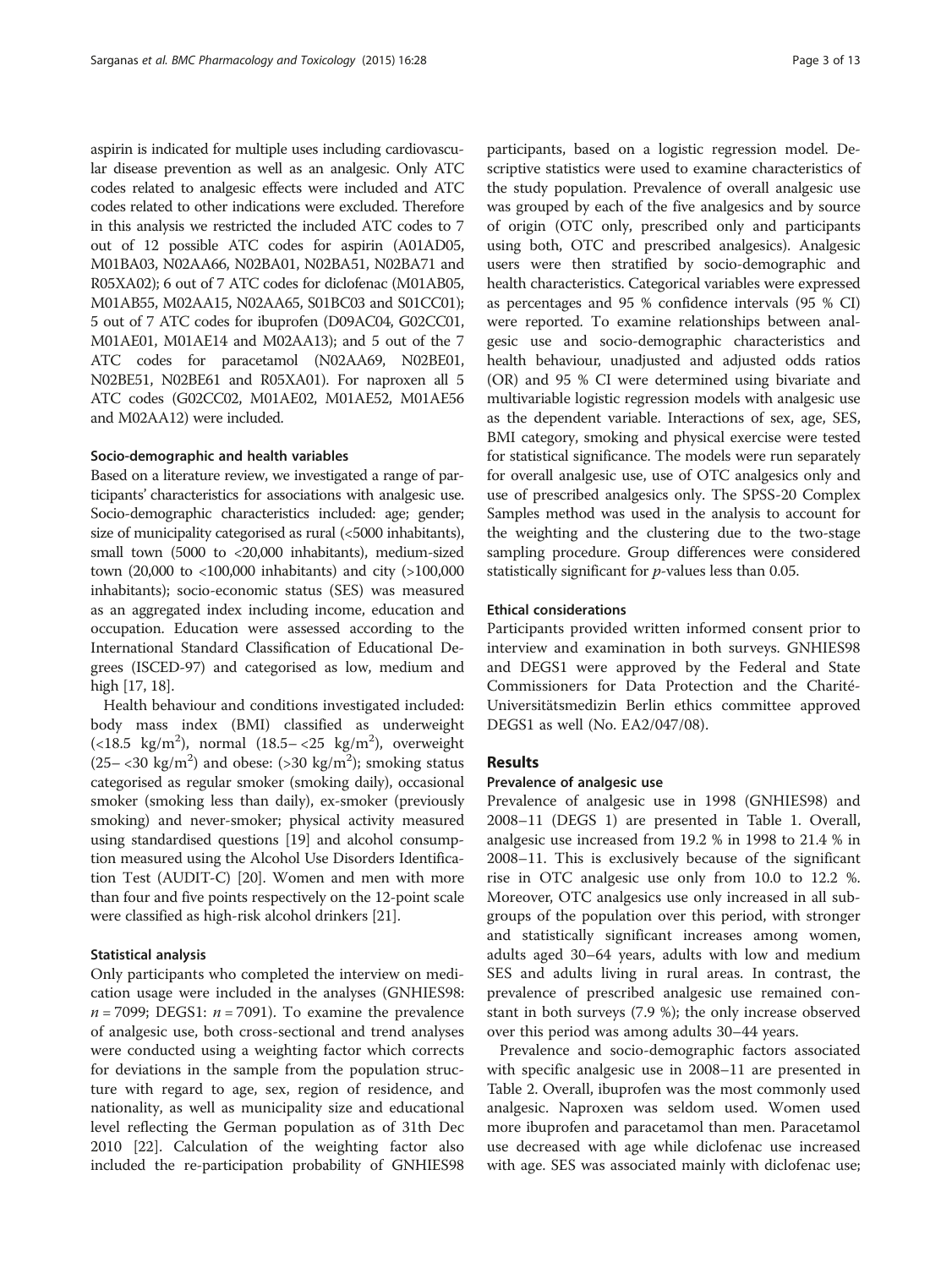aspirin is indicated for multiple uses including cardiovascular disease prevention as well as an analgesic. Only ATC codes related to analgesic effects were included and ATC codes related to other indications were excluded. Therefore in this analysis we restricted the included ATC codes to 7 out of 12 possible ATC codes for aspirin (A01AD05, M01BA03, N02AA66, N02BA01, N02BA51, N02BA71 and R05XA02); 6 out of 7 ATC codes for diclofenac (M01AB05, M01AB55, M02AA15, N02AA65, S01BC03 and S01CC01); 5 out of 7 ATC codes for ibuprofen (D09AC04, G02CC01, M01AE01, M01AE14 and M02AA13); and 5 out of the 7 ATC codes for paracetamol (N02AA69, N02BE01, N02BE51, N02BE61 and R05XA01). For naproxen all 5 ATC codes (G02CC02, M01AE02, M01AE52, M01AE56 and M02AA12) were included.

#### Socio-demographic and health variables

Based on a literature review, we investigated a range of participants' characteristics for associations with analgesic use. Socio-demographic characteristics included: age; gender; size of municipality categorised as rural (<5000 inhabitants), small town (5000 to <20,000 inhabitants), medium-sized town (20,000 to <100,000 inhabitants) and city (>100,000 inhabitants); socio-economic status (SES) was measured as an aggregated index including income, education and occupation. Education were assessed according to the International Standard Classification of Educational Degrees (ISCED-97) and categorised as low, medium and high [17, 18].

Health behaviour and conditions investigated included: body mass index (BMI) classified as underweight ($<18.5$ kg/m$^2$), normal ($18.5$– $<25$ kg/m$^2$), overweight ($25$– $<30$ kg/m$^2$) and obese: ($>30$ kg/m$^2$); smoking status categorised as regular smoker (smoking daily), occasional smoker (smoking less than daily), ex-smoker (previously smoking) and never-smoker; physical activity measured using standardised questions [19] and alcohol consumption measured using the Alcohol Use Disorders Identification Test (AUDIT-C) [20]. Women and men with more than four and five points respectively on the 12-point scale were classified as high-risk alcohol drinkers [21].

#### Statistical analysis

Only participants who completed the interview on medication usage were included in the analyses (GNHIES98: $n = 7099$; DEGS1: $n = 7091$). To examine the prevalence of analgesic use, both cross-sectional and trend analyses were conducted using a weighting factor which corrects for deviations in the sample from the population structure with regard to age, sex, region of residence, and nationality, as well as municipality size and educational level reflecting the German population as of 31th Dec 2010 [22]. Calculation of the weighting factor also included the re-participation probability of GNHIES98 participants, based on a logistic regression model. Descriptive statistics were used to examine characteristics of the study population. Prevalence of overall analgesic use was grouped by each of the five analgesics and by source of origin (OTC only, prescribed only and participants using both, OTC and prescribed analgesics). Analgesic users were then stratified by socio-demographic and health characteristics. Categorical variables were expressed as percentages and 95 % confidence intervals (95 % CI) were reported. To examine relationships between analgesic use and socio-demographic characteristics and health behaviour, unadjusted and adjusted odds ratios (OR) and 95 % CI were determined using bivariate and multivariable logistic regression models with analgesic use as the dependent variable. Interactions of sex, age, SES, BMI category, smoking and physical exercise were tested for statistical significance. The models were run separately for overall analgesic use, use of OTC analgesics only and use of prescribed analgesics only. The SPSS-20 Complex Samples method was used in the analysis to account for the weighting and the clustering due to the two-stage sampling procedure. Group differences were considered statistically significant for $p$-values less than 0.05.

#### Ethical considerations

Participants provided written informed consent prior to interview and examination in both surveys. GNHIES98 and DEGS1 were approved by the Federal and State Commissioners for Data Protection and the Charité-Universitätsmedizin Berlin ethics committee approved DEGS1 as well (No. EA2/047/08).

## Results

#### Prevalence of analgesic use

Prevalence of analgesic use in 1998 (GNHIES98) and 2008–11 (DEGS 1) are presented in Table 1. Overall, analgesic use increased from 19.2 % in 1998 to 21.4 % in 2008–11. This is exclusively because of the significant rise in OTC analgesic use only from 10.0 to 12.2 %. Moreover, OTC analgesics use only increased in all subgroups of the population over this period, with stronger and statistically significant increases among women, adults aged 30–64 years, adults with low and medium SES and adults living in rural areas. In contrast, the prevalence of prescribed analgesic use remained constant in both surveys (7.9 %); the only increase observed over this period was among adults 30–44 years.

Prevalence and socio-demographic factors associated with specific analgesic use in 2008–11 are presented in Table 2. Overall, ibuprofen was the most commonly used analgesic. Naproxen was seldom used. Women used more ibuprofen and paracetamol than men. Paracetamol use decreased with age while diclofenac use increased with age. SES was associated mainly with diclofenac use;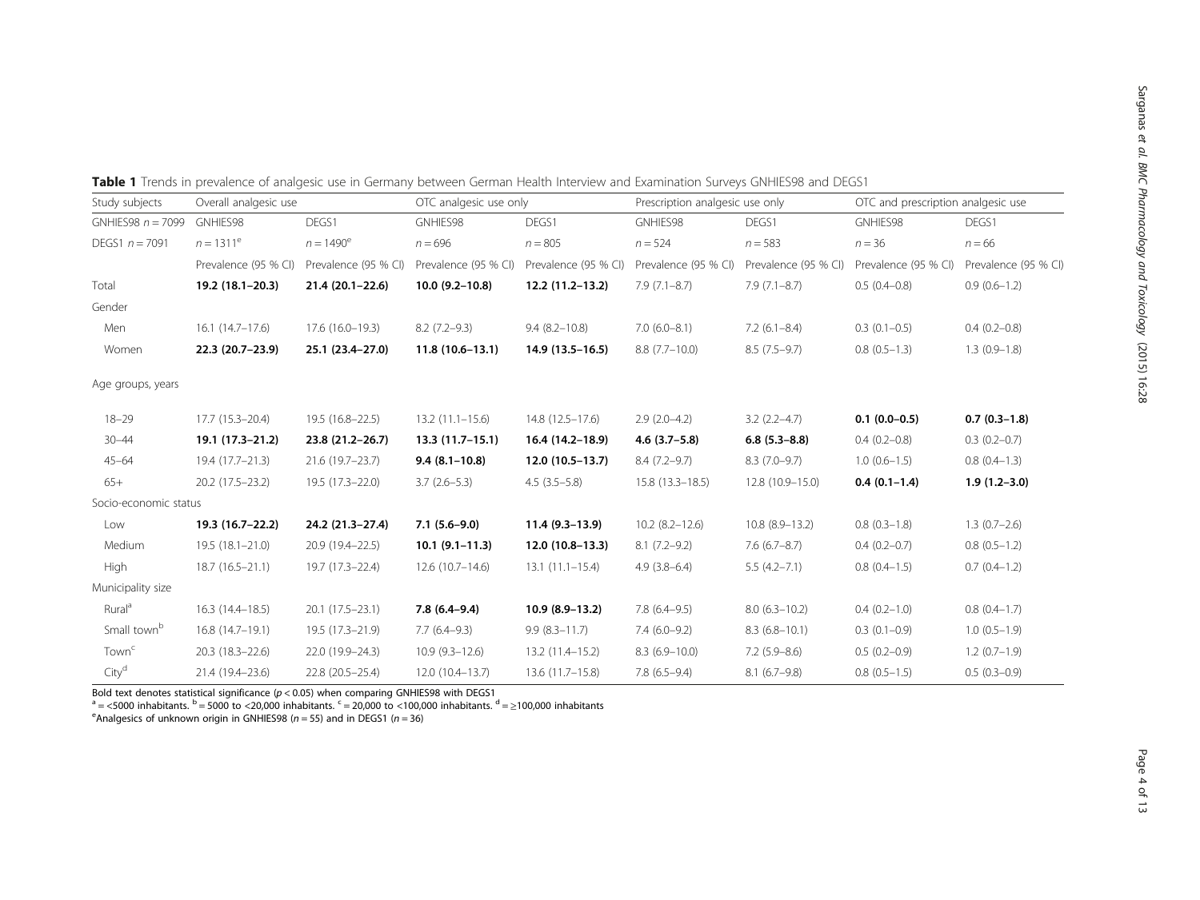**Table 1** Trends in prevalence of analgesic use in Germany between German Health Interview and Examination Surveys GNHIES98 and DEGS1

| Study subjects | Overall analgesic use | | OTC analgesic use only | | Prescription analgesic use only | | OTC and prescription analgesic use | |
|---|---|---|---|---|---|---|---|---|
| GNHIES98 $n = 7099$ | GNHIES98 | DEGS1 | GNHIES98 | DEGS1 | GNHIES98 | DEGS1 | GNHIES98 | DEGS1 |
| DEGS1 $n = 7091$ | $n = 1311$[e] | $n = 1490$[e] | $n = 696$ | $n = 805$ | $n = 524$ | $n = 583$ | $n = 36$ | $n = 66$ |
| | Prevalence (95 % CI) | Prevalence (95 % CI) | Prevalence (95 % CI) | Prevalence (95 % CI) | Prevalence (95 % CI) | Prevalence (95 % CI) | Prevalence (95 % CI) | Prevalence (95 % CI) |
| Total | **19.2 (18.1–20.3)** | **21.4 (20.1–22.6)** | **10.0 (9.2–10.8)** | **12.2 (11.2–13.2)** | 7.9 (7.1–8.7) | 7.9 (7.1–8.7) | 0.5 (0.4–0.8) | 0.9 (0.6–1.2) |
| Gender | | | | | | | | |
| Men | 16.1 (14.7–17.6) | 17.6 (16.0–19.3) | 8.2 (7.2–9.3) | 9.4 (8.2–10.8) | 7.0 (6.0–8.1) | 7.2 (6.1–8.4) | 0.3 (0.1–0.5) | 0.4 (0.2–0.8) |
| Women | **22.3 (20.7–23.9)** | **25.1 (23.4–27.0)** | **11.8 (10.6–13.1)** | **14.9 (13.5–16.5)** | 8.8 (7.7–10.0) | 8.5 (7.5–9.7) | 0.8 (0.5–1.3) | 1.3 (0.9–1.8) |
| Age groups, years | | | | | | | | |
| 18–29 | 17.7 (15.3–20.4) | 19.5 (16.8–22.5) | 13.2 (11.1–15.6) | 14.8 (12.5–17.6) | 2.9 (2.0–4.2) | 3.2 (2.2–4.7) | **0.1 (0.0–0.5)** | **0.7 (0.3–1.8)** |
| 30–44 | **19.1 (17.3–21.2)** | **23.8 (21.2–26.7)** | **13.3 (11.7–15.1)** | **16.4 (14.2–18.9)** | **4.6 (3.7–5.8)** | **6.8 (5.3–8.8)** | 0.4 (0.2–0.8) | 0.3 (0.2–0.7) |
| 45–64 | 19.4 (17.7–21.3) | 21.6 (19.7–23.7) | **9.4 (8.1–10.8)** | **12.0 (10.5–13.7)** | 8.4 (7.2–9.7) | 8.3 (7.0–9.7) | 1.0 (0.6–1.5) | 0.8 (0.4–1.3) |
| 65+ | 20.2 (17.5–23.2) | 19.5 (17.3–22.0) | 3.7 (2.6–5.3) | 4.5 (3.5–5.8) | 15.8 (13.3–18.5) | 12.8 (10.9–15.0) | **0.4 (0.1–1.4)** | **1.9 (1.2–3.0)** |
| Socio-economic status | | | | | | | | |
| Low | **19.3 (16.7–22.2)** | **24.2 (21.3–27.4)** | **7.1 (5.6–9.0)** | **11.4 (9.3–13.9)** | 10.2 (8.2–12.6) | 10.8 (8.9–13.2) | 0.8 (0.3–1.8) | 1.3 (0.7–2.6) |
| Medium | 19.5 (18.1–21.0) | 20.9 (19.4–22.5) | **10.1 (9.1–11.3)** | **12.0 (10.8–13.3)** | 8.1 (7.2–9.2) | 7.6 (6.7–8.7) | 0.4 (0.2–0.7) | 0.8 (0.5–1.2) |
| High | 18.7 (16.5–21.1) | 19.7 (17.3–22.4) | 12.6 (10.7–14.6) | 13.1 (11.1–15.4) | 4.9 (3.8–6.4) | 5.5 (4.2–7.1) | 0.8 (0.4–1.5) | 0.7 (0.4–1.2) |
| Municipality size | | | | | | | | |
| Rural[a] | 16.3 (14.4–18.5) | 20.1 (17.5–23.1) | **7.8 (6.4–9.4)** | **10.9 (8.9–13.2)** | 7.8 (6.4–9.5) | 8.0 (6.3–10.2) | 0.4 (0.2–1.0) | 0.8 (0.4–1.7) |
| Small town[b] | 16.8 (14.7–19.1) | 19.5 (17.3–21.9) | 7.7 (6.4–9.3) | 9.9 (8.3–11.7) | 7.4 (6.0–9.2) | 8.3 (6.8–10.1) | 0.3 (0.1–0.9) | 1.0 (0.5–1.9) |
| Town[c] | 20.3 (18.3–22.6) | 22.0 (19.9–24.3) | 10.9 (9.3–12.6) | 13.2 (11.4–15.2) | 8.3 (6.9–10.0) | 7.2 (5.9–8.6) | 0.5 (0.2–0.9) | 1.2 (0.7–1.9) |
| City[d] | 21.4 (19.4–23.6) | 22.8 (20.5–25.4) | 12.0 (10.4–13.7) | 13.6 (11.7–15.8) | 7.8 (6.5–9.4) | 8.1 (6.7–9.8) | 0.8 (0.5–1.5) | 0.5 (0.3–0.9) |

Bold text denotes statistical significance ($p < 0.05$) when comparing GNHIES98 with DEGS1

[a] = <5000 inhabitants. [b] = 5000 to <20,000 inhabitants. [c] = 20,000 to <100,000 inhabitants. [d] = ≥100,000 inhabitants

[e]Analgesics of unknown origin in GNHIES98 ($n = 55$) and in DEGS1 ($n = 36$)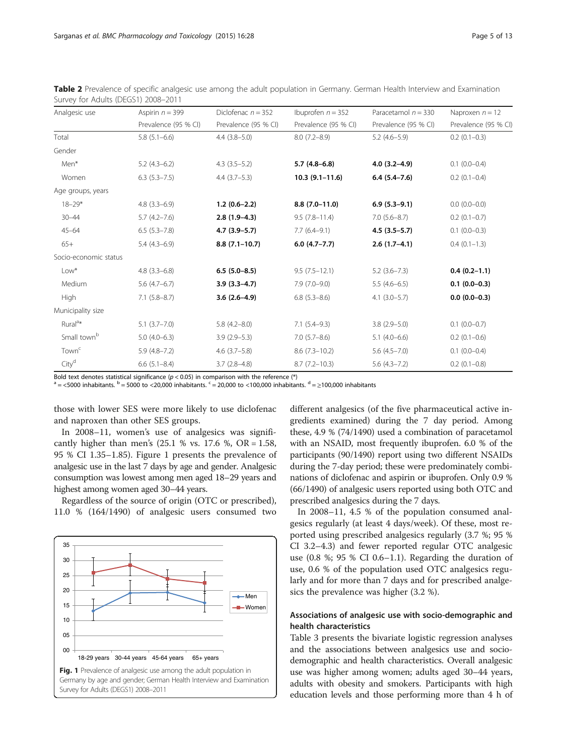**Table 2** Prevalence of specific analgesic use among the adult population in Germany. German Health Interview and Examination Survey for Adults (DEGS1) 2008–2011

| Analgesic use | Aspirin $n = 399$ | Diclofenac $n = 352$ | Ibuprofen $n = 352$ | Paracetamol $n = 330$ | Naproxen $n = 12$ |
|---|---|---|---|---|---|
| | Prevalence (95 % CI) | Prevalence (95 % CI) | Prevalence (95 % CI) | Prevalence (95 % CI) | Prevalence (95 % CI) |
| Total | 5.8 (5.1–6.6) | 4.4 (3.8–5.0) | 8.0 (7.2–8.9) | 5.2 (4.6–5.9) | 0.2 (0.1–0.3) |
| Gender | | | | | |
| Men* | 5.2 (4.3–6.2) | 4.3 (3.5–5.2) | **5.7 (4.8–6.8)** | **4.0 (3.2–4.9)** | 0.1 (0.0–0.4) |
| Women | 6.3 (5.3–7.5) | 4.4 (3.7–5.3) | **10.3 (9.1–11.6)** | **6.4 (5.4–7.6)** | 0.2 (0.1–0.4) |
| Age groups, years | | | | | |
| 18–29* | 4.8 (3.3–6.9) | **1.2 (0.6–2.2)** | **8.8 (7.0–11.0)** | **6.9 (5.3–9.1)** | 0.0 (0.0–0.0) |
| 30–44 | 5.7 (4.2–7.6) | **2.8 (1.9–4.3)** | 9.5 (7.8–11.4) | 7.0 (5.6–8.7) | 0.2 (0.1–0.7) |
| 45–64 | 6.5 (5.3–7.8) | **4.7 (3.9–5.7)** | 7.7 (6.4–9.1) | **4.5 (3.5–5.7)** | 0.1 (0.0–0.3) |
| 65+ | 5.4 (4.3–6.9) | **8.8 (7.1–10.7)** | **6.0 (4.7–7.7)** | **2.6 (1.7–4.1)** | 0.4 (0.1–1.3) |
| Socio-economic status | | | | | |
| Low* | 4.8 (3.3–6.8) | **6.5 (5.0–8.5)** | 9.5 (7.5–12.1) | 5.2 (3.6–7.3) | **0.4 (0.2–1.1)** |
| Medium | 5.6 (4.7–6.7) | **3.9 (3.3–4.7)** | 7.9 (7.0–9.0) | 5.5 (4.6–6.5) | **0.1 (0.0–0.3)** |
| High | 7.1 (5.8–8.7) | **3.6 (2.6–4.9)** | 6.8 (5.3–8.6) | 4.1 (3.0–5.7) | **0.0 (0.0–0.3)** |
| Municipality size | | | | | |
| Rural[a]* | 5.1 (3.7–7.0) | 5.8 (4.2–8.0) | 7.1 (5.4–9.3) | 3.8 (2.9–5.0) | 0.1 (0.0–0.7) |
| Small town[b] | 5.0 (4.0–6.3) | 3.9 (2.9–5.3) | 7.0 (5.7–8.6) | 5.1 (4.0–6.6) | 0.2 (0.1–0.6) |
| Town[c] | 5.9 (4.8–7.2) | 4.6 (3.7–5.8) | 8.6 (7.3–10.2) | 5.6 (4.5–7.0) | 0.1 (0.0–0.4) |
| City[d] | 6.6 (5.1–8.4) | 3.7 (2.8–4.8) | 8.7 (7.2–10.3) | 5.6 (4.3–7.2) | 0.2 (0.1–0.8) |

Bold text denotes statistical significance ($p < 0.05$) in comparison with the reference (*)
[a] = <5000 inhabitants. [b] = 5000 to <20,000 inhabitants. [c] = 20,000 to <100,000 inhabitants. [d] = ≥100,000 inhabitants

those with lower SES were more likely to use diclofenac and naproxen than other SES groups.

In 2008–11, women's use of analgesics was significantly higher than men's (25.1 % vs. 17.6 %, OR = 1.58, 95 % CI 1.35–1.85). Figure 1 presents the prevalence of analgesic use in the last 7 days by age and gender. Analgesic consumption was lowest among men aged 18–29 years and highest among women aged 30–44 years.

Regardless of the source of origin (OTC or prescribed), 11.0 % (164/1490) of analgesic users consumed two different analgesics (of the five pharmaceutical active ingredients examined) during the 7 day period. Among these, 4.9 % (74/1490) used a combination of paracetamol with an NSAID, most frequently ibuprofen. 6.0 % of the participants (90/1490) report using two different NSAIDs during the 7-day period; these were predominately combinations of diclofenac and aspirin or ibuprofen. Only 0.9 % (66/1490) of analgesic users reported using both OTC and prescribed analgesics during the 7 days.

**Fig. 1** Prevalence of analgesic use among the adult population in Germany by age and gender; German Health Interview and Examination Survey for Adults (DEGS1) 2008–2011

In 2008–11, 4.5 % of the population consumed analgesics regularly (at least 4 days/week). Of these, most reported using prescribed analgesics regularly (3.7 %; 95 % CI 3.2–4.3) and fewer reported regular OTC analgesic use (0.8 %; 95 % CI 0.6–1.1). Regarding the duration of use, 0.6 % of the population used OTC analgesics regularly and for more than 7 days and for prescribed analgesics the prevalence was higher (3.2 %).

### Associations of analgesic use with socio-demographic and health characteristics

Table 3 presents the bivariate logistic regression analyses and the associations between analgesics use and socio-demographic and health characteristics. Overall analgesic use was higher among women; adults aged 30–44 years, adults with obesity and smokers. Participants with high education levels and those performing more than 4 h of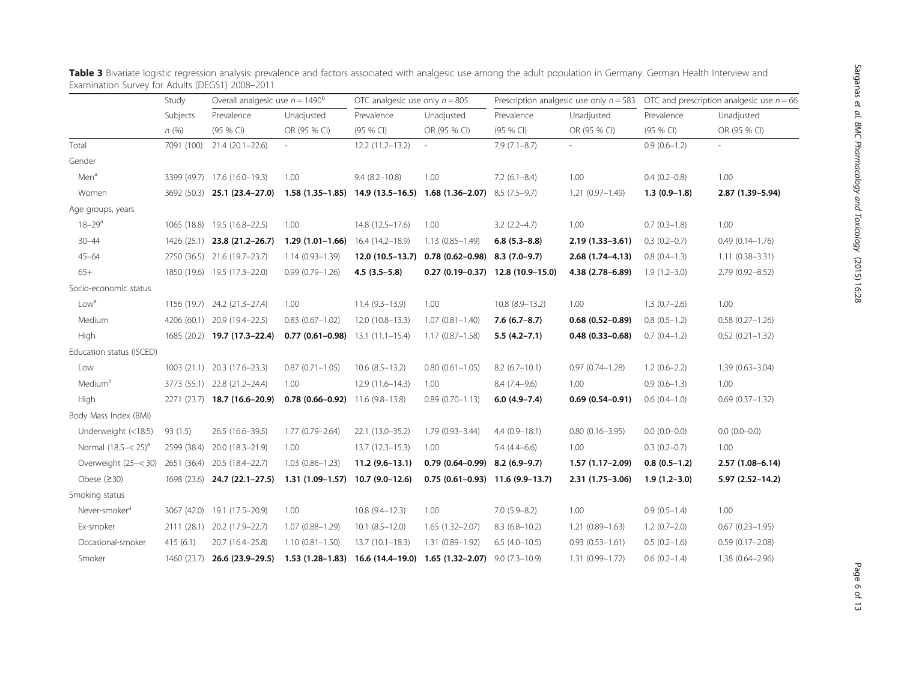**Table 3** Bivariate logistic regression analysis: prevalence and factors associated with analgesic use among the adult population in Germany. German Health Interview and Examination Survey for Adults (DEGS1) 2008–2011

| | Study | Overall analgesic use $n = 1490$[b] | | OTC analgesic use only $n = 805$ | | Prescription analgesic use only $n = 583$ | | OTC and prescription analgesic use $n = 66$ | |
|---|---|---|---|---|---|---|---|---|---|
| | Subjects | Prevalence | Unadjusted | Prevalence | Unadjusted | Prevalence | Unadjusted | Prevalence | Unadjusted |
| | *n* (%) | (95 % CI) | OR (95 % CI) | (95 % CI) | OR (95 % CI) | (95 % CI) | OR (95 % CI) | (95 % CI) | OR (95 % CI) |
| Total | 7091 (100) | 21.4 (20.1–22.6) | - | 12.2 (11.2–13.2) | - | 7.9 (7.1–8.7) | - | 0.9 (0.6–1.2) | - |
| Gender | | | | | | | | | |
| Men[a] | 3399 (49.7) | 17.6 (16.0–19.3) | 1.00 | 9.4 (8.2–10.8) | 1.00 | 7.2 (6.1–8.4) | 1.00 | 0.4 (0.2–0.8) | 1.00 |
| Women | 3692 (50.3) | **25.1 (23.4–27.0)** | **1.58 (1.35–1.85)** | **14.9 (13.5–16.5)** | **1.68 (1.36–2.07)** | 8.5 (7.5–9.7) | 1.21 (0.97–1.49) | **1.3 (0.9–1.8)** | **2.87 (1.39–5.94)** |
| Age groups, years | | | | | | | | | |
| 18–29[a] | 1065 (18.8) | 19.5 (16.8–22.5) | 1.00 | 14.8 (12.5–17.6) | 1.00 | 3.2 (2.2–4.7) | 1.00 | 0.7 (0.3–1.8) | 1.00 |
| 30–44 | 1426 (25.1) | **23.8 (21.2–26.7)** | **1.29 (1.01–1.66)** | 16.4 (14.2–18.9) | 1.13 (0.85–1.49) | **6.8 (5.3–8.8)** | **2.19 (1.33–3.61)** | 0.3 (0.2–0.7) | 0.49 (0.14–1.76) |
| 45–64 | 2750 (36.5) | 21.6 (19.7–23.7) | 1.14 (0.93–1.39) | **12.0 (10.5–13.7)** | **0.78 (0.62–0.98)** | **8.3 (7.0–9.7)** | **2.68 (1.74–4.13)** | 0.8 (0.4–1.3) | 1.11 (0.38–3.31) |
| 65+ | 1850 (19.6) | 19.5 (17.3–22.0) | 0.99 (0.79–1.26) | **4.5 (3.5–5.8)** | **0.27 (0.19–0.37)** | **12.8 (10.9–15.0)** | **4.38 (2.78–6.89)** | 1.9 (1.2–3.0) | 2.79 (0.92–8.52) |
| Socio-economic status | | | | | | | | | |
| Low[a] | 1156 (19.7) | 24.2 (21.3–27.4) | 1.00 | 11.4 (9.3–13.9) | 1.00 | 10.8 (8.9–13.2) | 1.00 | 1.3 (0.7–2.6) | 1.00 |
| Medium | 4206 (60.1) | 20.9 (19.4–22.5) | 0.83 (0.67–1.02) | 12.0 (10.8–13.3) | 1.07 (0.81–1.40) | **7.6 (6.7–8.7)** | **0.68 (0.52–0.89)** | 0.8 (0.5–1.2) | 0.58 (0.27–1.26) |
| High | 1685 (20.2) | **19.7 (17.3–22.4)** | **0.77 (0.61–0.98)** | 13.1 (11.1–15.4) | 1.17 (0.87–1.58) | **5.5 (4.2–7.1)** | **0.48 (0.33–0.68)** | 0.7 (0.4–1.2) | 0.52 (0.21–1.32) |
| Education status (ISCED) | | | | | | | | | |
| Low | 1003 (21.1) | 20.3 (17.6–23.3) | 0.87 (0.71–1.05) | 10.6 (8.5–13.2) | 0.80 (0.61–1.05) | 8.2 (6.7–10.1) | 0.97 (0.74–1.28) | 1.2 (0.6–2.2) | 1.39 (0.63–3.04) |
| Medium[a] | 3773 (55.1) | 22.8 (21.2–24.4) | 1.00 | 12.9 (11.6–14.3) | 1.00 | 8.4 (7.4–9.6) | 1.00 | 0.9 (0.6–1.3) | 1.00 |
| High | 2271 (23.7) | **18.7 (16.6–20.9)** | **0.78 (0.66–0.92)** | 11.6 (9.8–13.8) | 0.89 (0.70–1.13) | **6.0 (4.9–7.4)** | **0.69 (0.54–0.91)** | 0.6 (0.4–1.0) | 0.69 (0.37–1.32) |
| Body Mass Index (BMI) | | | | | | | | | |
| Underweight (<18.5) | 93 (1.5) | 26.5 (16.6–39.5) | 1.77 (0.79–2.64) | 22.1 (13.0–35.2) | 1.79 (0.93–3.44) | 4.4 (0.9–18.1) | 0.80 (0.16–3.95) | 0.0 (0.0–0.0) | 0.0 (0.0–0.0) |
| Normal (18.5–< 25)[a] | 2599 (38.4) | 20.0 (18.3–21.9) | 1.00 | 13.7 (12.3–15.3) | 1.00 | 5.4 (4.4–6.6) | 1.00 | 0.3 (0.2–0.7) | 1.00 |
| Overweight (25–< 30) | 2651 (36.4) | 20.5 (18.4–22.7) | 1.03 (0.86–1.23) | **11.2 (9.6–13.1)** | **0.79 (0.64–0.99)** | **8.2 (6.9–9.7)** | **1.57 (1.17–2.09)** | **0.8 (0.5–1.2)** | **2.57 (1.08–6.14)** |
| Obese (≥30) | 1698 (23.6) | **24.7 (22.1–27.5)** | **1.31 (1.09–1.57)** | **10.7 (9.0–12.6)** | **0.75 (0.61–0.93)** | **11.6 (9.9–13.7)** | **2.31 (1.75–3.06)** | **1.9 (1.2–3.0)** | **5.97 (2.52–14.2)** |
| Smoking status | | | | | | | | | |
| Never-smoker[a] | 3067 (42.0) | 19.1 (17.5–20.9) | 1.00 | 10.8 (9.4–12.3) | 1.00 | 7.0 (5.9–8.2) | 1.00 | 0.9 (0.5–1.4) | 1.00 |
| Ex-smoker | 2111 (28.1) | 20.2 (17.9–22.7) | 1.07 (0.88–1.29) | 10.1 (8.5–12.0) | 1.65 (1.32–2.07) | 8.3 (6.8–10.2) | 1.21 (0.89–1.63) | 1.2 (0.7–2.0) | 0.67 (0.23–1.95) |
| Occasional-smoker | 415 (6.1) | 20.7 (16.4–25.8) | 1.10 (0.81–1.50) | 13.7 (10.1–18.3) | 1.31 (0.89–1.92) | 6.5 (4.0–10.5) | 0.93 (0.53–1.61) | 0.5 (0.2–1.6) | 0.59 (0.17–2.08) |
| Smoker | 1460 (23.7) | **26.6 (23.9–29.5)** | **1.53 (1.28–1.83)** | **16.6 (14.4–19.0)** | **1.65 (1.32–2.07)** | 9.0 (7.3–10.9) | 1.31 (0.99–1.72) | 0.6 (0.2–1.4) | 1.38 (0.64–2.96) |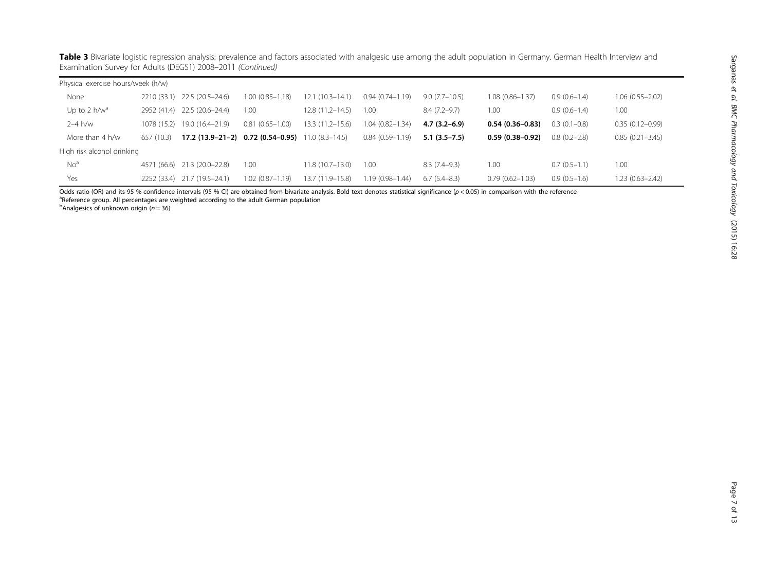**Table 3** Bivariate logistic regression analysis: prevalence and factors associated with analgesic use among the adult population in Germany. German Health Interview and Examination Survey for Adults (DEGS1) 2008–2011 *(Continued)*

| | | | | | | | | | |
|---|---|---|---|---|---|---|---|---|---|
| Physical exercise hours/week (h/w) | | | | | | | | | |
| None | 2210 (33.1) | 22.5 (20.5–24.6) | 1.00 (0.85–1.18) | 12.1 (10.3–14.1) | 0.94 (0.74–1.19) | 9.0 (7.7–10.5) | 1.08 (0.86–1.37) | 0.9 (0.6–1.4) | 1.06 (0.55–2.02) |
| Up to 2 h/w[a] | 2952 (41.4) | 22.5 (20.6–24.4) | 1.00 | 12.8 (11.2–14.5) | 1.00 | 8.4 (7.2–9.7) | 1.00 | 0.9 (0.6–1.4) | 1.00 |
| 2–4 h/w | 1078 (15.2) | 19.0 (16.4–21.9) | 0.81 (0.65–1.00) | 13.3 (11.2–15.6) | 1.04 (0.82–1.34) | **4.7 (3.2–6.9)** | **0.54 (0.36–0.83)** | 0.3 (0.1–0.8) | 0.35 (0.12–0.99) |
| More than 4 h/w | 657 (10.3) | **17.2 (13.9–21–2)** | **0.72 (0.54–0.95)** | 11.0 (8.3–14.5) | 0.84 (0.59–1.19) | **5.1 (3.5–7.5)** | **0.59 (0.38–0.92)** | 0.8 (0.2–2.8) | 0.85 (0.21–3.45) |
| High risk alcohol drinking | | | | | | | | | |
| No[a] | 4571 (66.6) | 21.3 (20.0–22.8) | 1.00 | 11.8 (10.7–13.0) | 1.00 | 8.3 (7.4–9.3) | 1.00 | 0.7 (0.5–1.1) | 1.00 |
| Yes | 2252 (33.4) | 21.7 (19.5–24.1) | 1.02 (0.87–1.19) | 13.7 (11.9–15.8) | 1.19 (0.98–1.44) | 6.7 (5.4–8.3) | 0.79 (0.62–1.03) | 0.9 (0.5–1.6) | 1.23 (0.63–2.42) |

Odds ratio (OR) and its 95 % confidence intervals (95 % CI) are obtained from bivariate analysis. Bold text denotes statistical significance ($p < 0.05$) in comparison with the reference

[a]Reference group. All percentages are weighted according to the adult German population

[b]Analgesics of unknown origin ($n = 36$)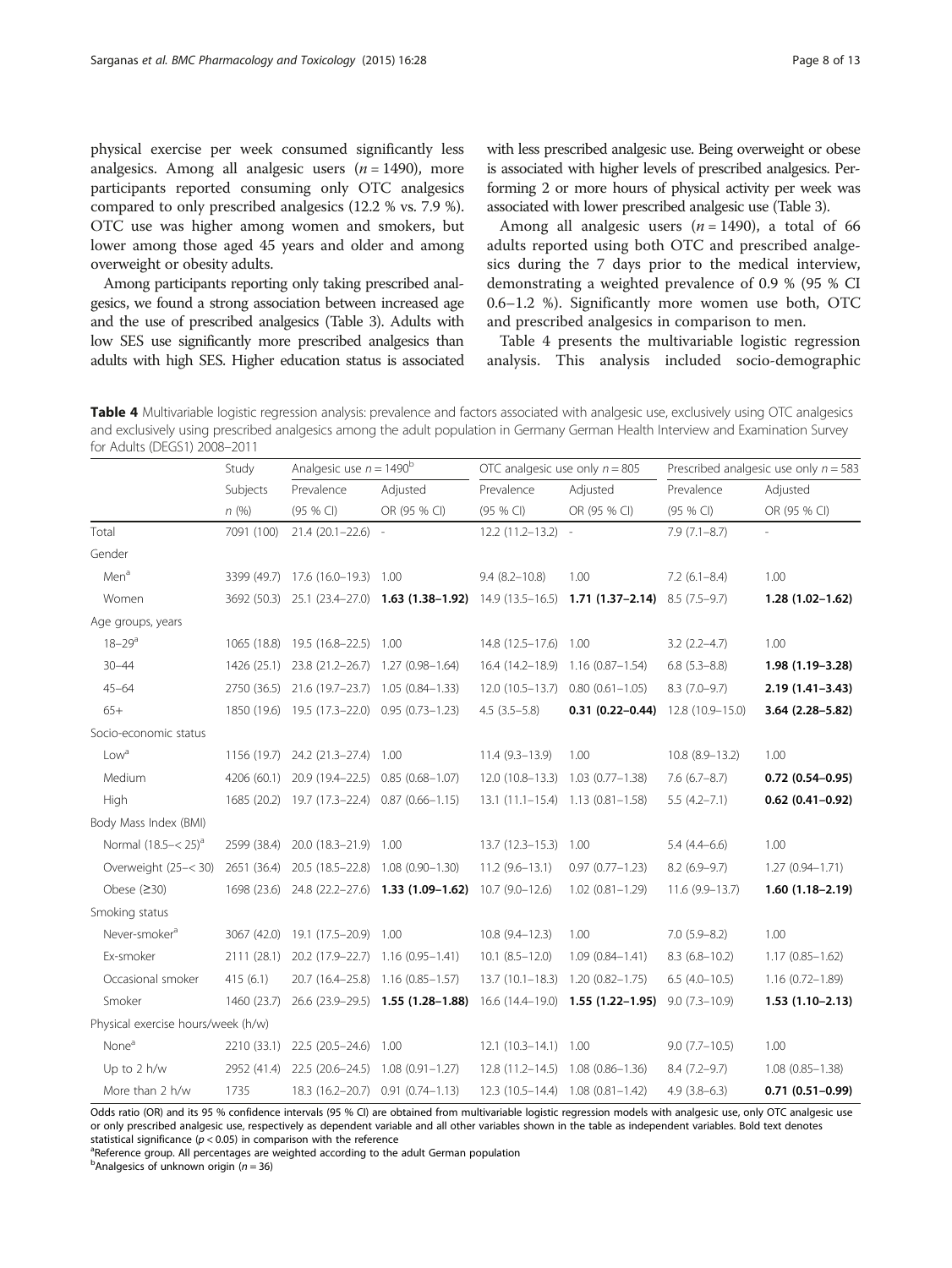physical exercise per week consumed significantly less analgesics. Among all analgesic users ($n = 1490$), more participants reported consuming only OTC analgesics compared to only prescribed analgesics (12.2 % vs. 7.9 %). OTC use was higher among women and smokers, but lower among those aged 45 years and older and among overweight or obesity adults.

Among participants reporting only taking prescribed analgesics, we found a strong association between increased age and the use of prescribed analgesics (Table 3). Adults with low SES use significantly more prescribed analgesics than adults with high SES. Higher education status is associated with less prescribed analgesic use. Being overweight or obese is associated with higher levels of prescribed analgesics. Performing 2 or more hours of physical activity per week was associated with lower prescribed analgesic use (Table 3).

Among all analgesic users ($n = 1490$), a total of 66 adults reported using both OTC and prescribed analgesics during the 7 days prior to the medical interview, demonstrating a weighted prevalence of 0.9 % (95 % CI 0.6–1.2 %). Significantly more women use both, OTC and prescribed analgesics in comparison to men.

Table 4 presents the multivariable logistic regression analysis. This analysis included socio-demographic

**Table 4** Multivariable logistic regression analysis: prevalence and factors associated with analgesic use, exclusively using OTC analgesics and exclusively using prescribed analgesics among the adult population in Germany German Health Interview and Examination Survey for Adults (DEGS1) 2008–2011

| | Study Subjects | Analgesic use $n = 1490$[b] | | OTC analgesic use only $n = 805$ | | Prescribed analgesic use only $n = 583$ | |
|---|---|---|---|---|---|---|---|
| | *n* (%) | Prevalence (95 % CI) | Adjusted OR (95 % CI) | Prevalence (95 % CI) | Adjusted OR (95 % CI) | Prevalence (95 % CI) | Adjusted OR (95 % CI) |
| Total | 7091 (100) | 21.4 (20.1–22.6) | - | 12.2 (11.2–13.2) | - | 7.9 (7.1–8.7) | - |
| Gender | | | | | | | |
| Men[a] | 3399 (49.7) | 17.6 (16.0–19.3) | 1.00 | 9.4 (8.2–10.8) | 1.00 | 7.2 (6.1–8.4) | 1.00 |
| Women | 3692 (50.3) | 25.1 (23.4–27.0) | **1.63 (1.38–1.92)** | 14.9 (13.5–16.5) | **1.71 (1.37–2.14)** | 8.5 (7.5–9.7) | **1.28 (1.02–1.62)** |
| Age groups, years | | | | | | | |
| 18–29[a] | 1065 (18.8) | 19.5 (16.8–22.5) | 1.00 | 14.8 (12.5–17.6) | 1.00 | 3.2 (2.2–4.7) | 1.00 |
| 30–44 | 1426 (25.1) | 23.8 (21.2–26.7) | 1.27 (0.98–1.64) | 16.4 (14.2–18.9) | 1.16 (0.87–1.54) | 6.8 (5.3–8.8) | **1.98 (1.19–3.28)** |
| 45–64 | 2750 (36.5) | 21.6 (19.7–23.7) | 1.05 (0.84–1.33) | 12.0 (10.5–13.7) | 0.80 (0.61–1.05) | 8.3 (7.0–9.7) | **2.19 (1.41–3.43)** |
| 65+ | 1850 (19.6) | 19.5 (17.3–22.0) | 0.95 (0.73–1.23) | 4.5 (3.5–5.8) | **0.31 (0.22–0.44)** | 12.8 (10.9–15.0) | **3.64 (2.28–5.82)** |
| Socio-economic status | | | | | | | |
| Low[a] | 1156 (19.7) | 24.2 (21.3–27.4) | 1.00 | 11.4 (9.3–13.9) | 1.00 | 10.8 (8.9–13.2) | 1.00 |
| Medium | 4206 (60.1) | 20.9 (19.4–22.5) | 0.85 (0.68–1.07) | 12.0 (10.8–13.3) | 1.03 (0.77–1.38) | 7.6 (6.7–8.7) | **0.72 (0.54–0.95)** |
| High | 1685 (20.2) | 19.7 (17.3–22.4) | 0.87 (0.66–1.15) | 13.1 (11.1–15.4) | 1.13 (0.81–1.58) | 5.5 (4.2–7.1) | **0.62 (0.41–0.92)** |
| Body Mass Index (BMI) | | | | | | | |
| Normal (18.5–< 25)[a] | 2599 (38.4) | 20.0 (18.3–21.9) | 1.00 | 13.7 (12.3–15.3) | 1.00 | 5.4 (4.4–6.6) | 1.00 |
| Overweight (25–< 30) | 2651 (36.4) | 20.5 (18.5–22.8) | 1.08 (0.90–1.30) | 11.2 (9.6–13.1) | 0.97 (0.77–1.23) | 8.2 (6.9–9.7) | 1.27 (0.94–1.71) |
| Obese (≥30) | 1698 (23.6) | 24.8 (22.2–27.6) | **1.33 (1.09–1.62)** | 10.7 (9.0–12.6) | 1.02 (0.81–1.29) | 11.6 (9.9–13.7) | **1.60 (1.18–2.19)** |
| Smoking status | | | | | | | |
| Never-smoker[a] | 3067 (42.0) | 19.1 (17.5–20.9) | 1.00 | 10.8 (9.4–12.3) | 1.00 | 7.0 (5.9–8.2) | 1.00 |
| Ex-smoker | 2111 (28.1) | 20.2 (17.9–22.7) | 1.16 (0.95–1.41) | 10.1 (8.5–12.0) | 1.09 (0.84–1.41) | 8.3 (6.8–10.2) | 1.17 (0.85–1.62) |
| Occasional smoker | 415 (6.1) | 20.7 (16.4–25.8) | 1.16 (0.85–1.57) | 13.7 (10.1–18.3) | 1.20 (0.82–1.75) | 6.5 (4.0–10.5) | 1.16 (0.72–1.89) |
| Smoker | 1460 (23.7) | 26.6 (23.9–29.5) | **1.55 (1.28–1.88)** | 16.6 (14.4–19.0) | **1.55 (1.22–1.95)** | 9.0 (7.3–10.9) | **1.53 (1.10–2.13)** |
| Physical exercise hours/week (h/w) | | | | | | | |
| None[a] | 2210 (33.1) | 22.5 (20.5–24.6) | 1.00 | 12.1 (10.3–14.1) | 1.00 | 9.0 (7.7–10.5) | 1.00 |
| Up to 2 h/w | 2952 (41.4) | 22.5 (20.6–24.5) | 1.08 (0.91–1.27) | 12.8 (11.2–14.5) | 1.08 (0.86–1.36) | 8.4 (7.2–9.7) | 1.08 (0.85–1.38) |
| More than 2 h/w | 1735 | 18.3 (16.2–20.7) | 0.91 (0.74–1.13) | 12.3 (10.5–14.4) | 1.08 (0.81–1.42) | 4.9 (3.8–6.3) | **0.71 (0.51–0.99)** |

Odds ratio (OR) and its 95 % confidence intervals (95 % CI) are obtained from multivariable logistic regression models with analgesic use, only OTC analgesic use or only prescribed analgesic use, respectively as dependent variable and all other variables shown in the table as independent variables. Bold text denotes statistical significance ($p < 0.05$) in comparison with the reference

[a]Reference group. All percentages are weighted according to the adult German population

[b]Analgesics of unknown origin ($n = 36$)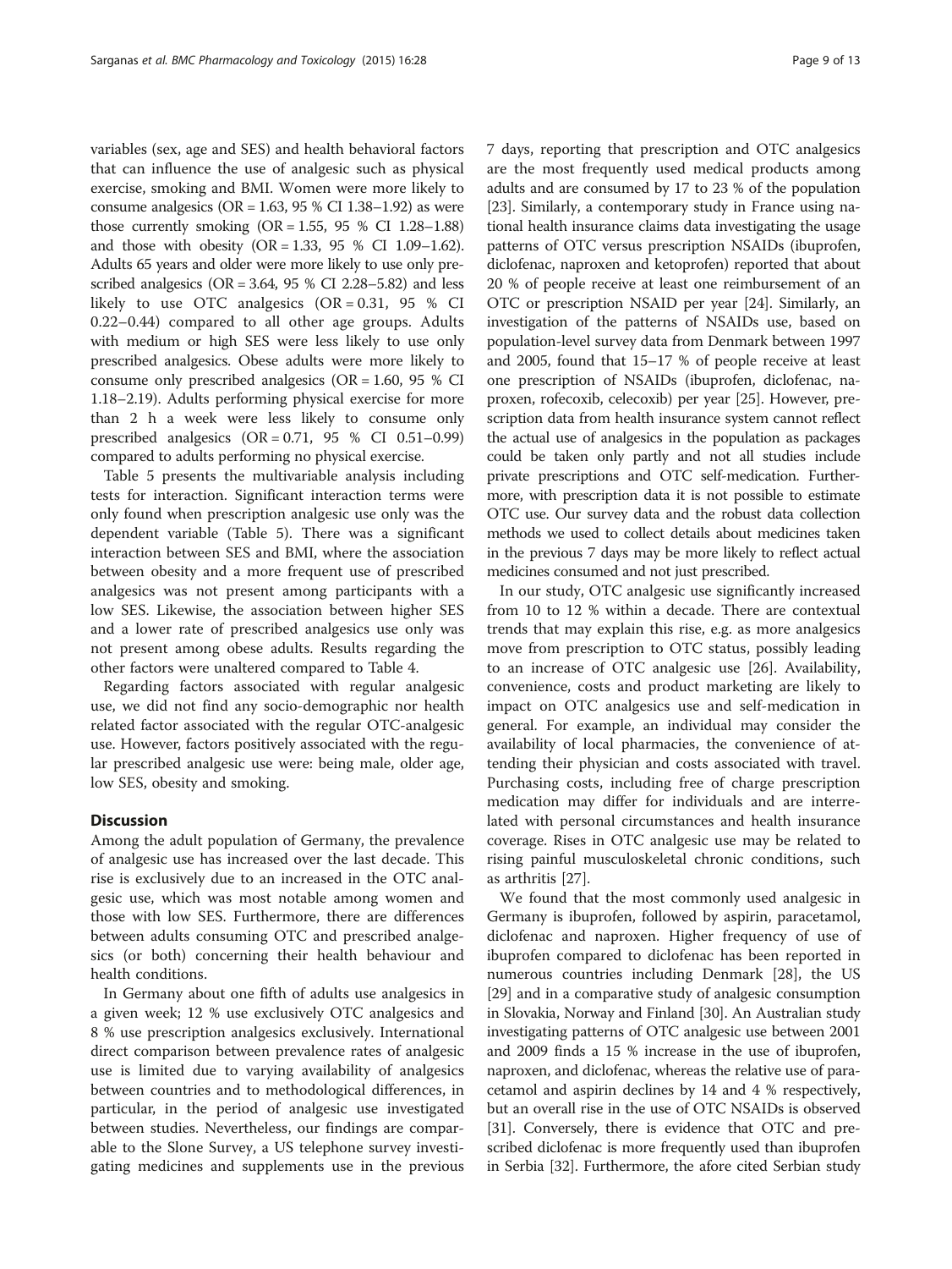variables (sex, age and SES) and health behavioral factors that can influence the use of analgesic such as physical exercise, smoking and BMI. Women were more likely to consume analgesics (OR = 1.63, 95 % CI 1.38–1.92) as were those currently smoking (OR = 1.55, 95 % CI 1.28–1.88) and those with obesity (OR = 1.33, 95 % CI 1.09–1.62). Adults 65 years and older were more likely to use only prescribed analgesics (OR = 3.64, 95 % CI 2.28–5.82) and less likely to use OTC analgesics (OR = 0.31, 95 % CI 0.22–0.44) compared to all other age groups. Adults with medium or high SES were less likely to use only prescribed analgesics. Obese adults were more likely to consume only prescribed analgesics (OR = 1.60, 95 % CI 1.18–2.19). Adults performing physical exercise for more than 2 h a week were less likely to consume only prescribed analgesics (OR = 0.71, 95 % CI 0.51–0.99) compared to adults performing no physical exercise.

Table 5 presents the multivariable analysis including tests for interaction. Significant interaction terms were only found when prescription analgesic use only was the dependent variable (Table 5). There was a significant interaction between SES and BMI, where the association between obesity and a more frequent use of prescribed analgesics was not present among participants with a low SES. Likewise, the association between higher SES and a lower rate of prescribed analgesics use only was not present among obese adults. Results regarding the other factors were unaltered compared to Table 4.

Regarding factors associated with regular analgesic use, we did not find any socio-demographic nor health related factor associated with the regular OTC-analgesic use. However, factors positively associated with the regular prescribed analgesic use were: being male, older age, low SES, obesity and smoking.

## Discussion

Among the adult population of Germany, the prevalence of analgesic use has increased over the last decade. This rise is exclusively due to an increased in the OTC analgesic use, which was most notable among women and those with low SES. Furthermore, there are differences between adults consuming OTC and prescribed analgesics (or both) concerning their health behaviour and health conditions.

In Germany about one fifth of adults use analgesics in a given week; 12 % use exclusively OTC analgesics and 8 % use prescription analgesics exclusively. International direct comparison between prevalence rates of analgesic use is limited due to varying availability of analgesics between countries and to methodological differences, in particular, in the period of analgesic use investigated between studies. Nevertheless, our findings are comparable to the Slone Survey, a US telephone survey investigating medicines and supplements use in the previous 7 days, reporting that prescription and OTC analgesics are the most frequently used medical products among adults and are consumed by 17 to 23 % of the population [23]. Similarly, a contemporary study in France using national health insurance claims data investigating the usage patterns of OTC versus prescription NSAIDs (ibuprofen, diclofenac, naproxen and ketoprofen) reported that about 20 % of people receive at least one reimbursement of an OTC or prescription NSAID per year [24]. Similarly, an investigation of the patterns of NSAIDs use, based on population-level survey data from Denmark between 1997 and 2005, found that 15–17 % of people receive at least one prescription of NSAIDs (ibuprofen, diclofenac, naproxen, rofecoxib, celecoxib) per year [25]. However, prescription data from health insurance system cannot reflect the actual use of analgesics in the population as packages could be taken only partly and not all studies include private prescriptions and OTC self-medication. Furthermore, with prescription data it is not possible to estimate OTC use. Our survey data and the robust data collection methods we used to collect details about medicines taken in the previous 7 days may be more likely to reflect actual medicines consumed and not just prescribed.

In our study, OTC analgesic use significantly increased from 10 to 12 % within a decade. There are contextual trends that may explain this rise, e.g. as more analgesics move from prescription to OTC status, possibly leading to an increase of OTC analgesic use [26]. Availability, convenience, costs and product marketing are likely to impact on OTC analgesics use and self-medication in general. For example, an individual may consider the availability of local pharmacies, the convenience of attending their physician and costs associated with travel. Purchasing costs, including free of charge prescription medication may differ for individuals and are interrelated with personal circumstances and health insurance coverage. Rises in OTC analgesic use may be related to rising painful musculoskeletal chronic conditions, such as arthritis [27].

We found that the most commonly used analgesic in Germany is ibuprofen, followed by aspirin, paracetamol, diclofenac and naproxen. Higher frequency of use of ibuprofen compared to diclofenac has been reported in numerous countries including Denmark [28], the US [29] and in a comparative study of analgesic consumption in Slovakia, Norway and Finland [30]. An Australian study investigating patterns of OTC analgesic use between 2001 and 2009 finds a 15 % increase in the use of ibuprofen, naproxen, and diclofenac, whereas the relative use of paracetamol and aspirin declines by 14 and 4 % respectively, but an overall rise in the use of OTC NSAIDs is observed [31]. Conversely, there is evidence that OTC and prescribed diclofenac is more frequently used than ibuprofen in Serbia [32]. Furthermore, the afore cited Serbian study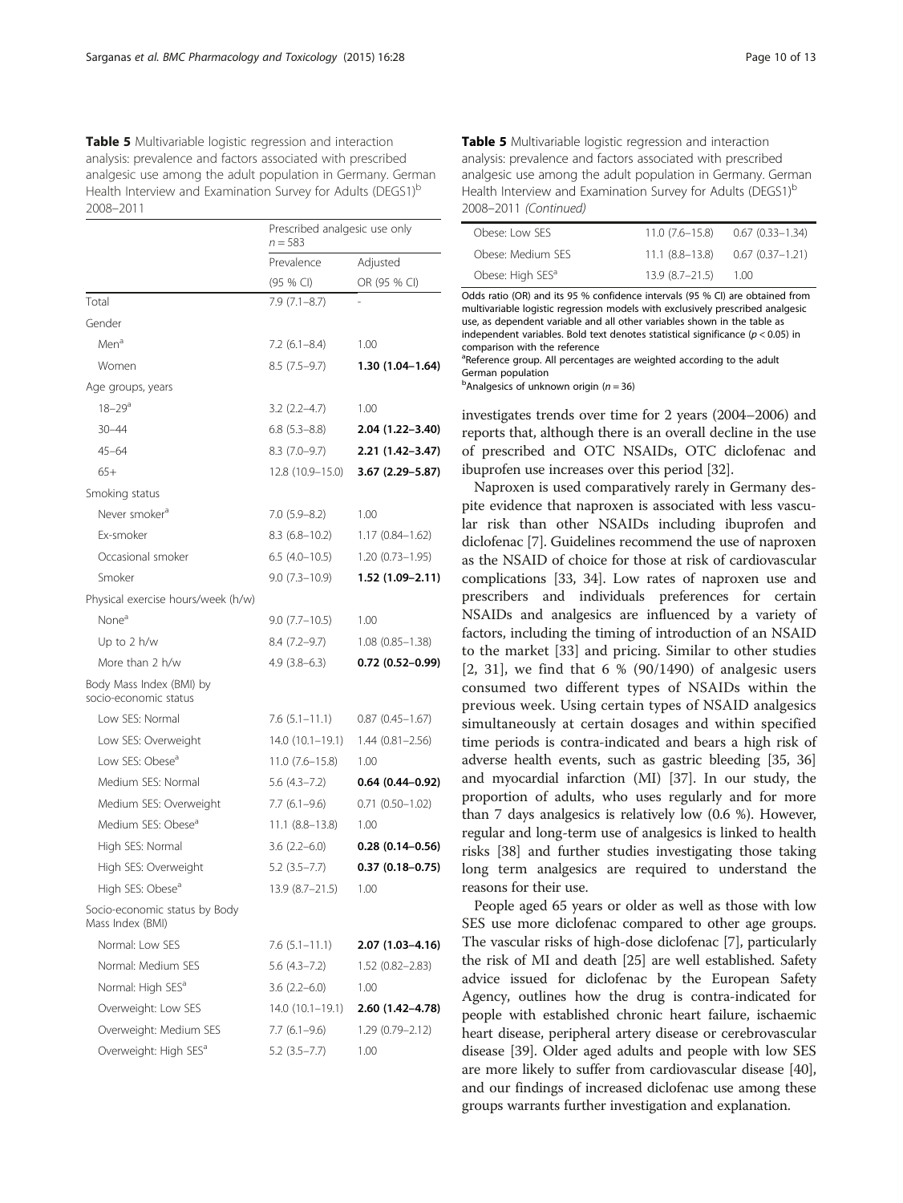**Table 5** Multivariable logistic regression and interaction analysis: prevalence and factors associated with prescribed analgesic use among the adult population in Germany. German Health Interview and Examination Survey for Adults (DEGS1)[b] 2008–2011

| | Prescribed analgesic use only $n = 583$ | |
|---|---|---|
| | Prevalence (95 % CI) | Adjusted OR (95 % CI) |
| Total | 7.9 (7.1–8.7) | - |
| Gender | | |
| Men[a] | 7.2 (6.1–8.4) | 1.00 |
| Women | 8.5 (7.5–9.7) | **1.30 (1.04–1.64)** |
| Age groups, years | | |
| 18–29[a] | 3.2 (2.2–4.7) | 1.00 |
| 30–44 | 6.8 (5.3–8.8) | **2.04 (1.22–3.40)** |
| 45–64 | 8.3 (7.0–9.7) | **2.21 (1.42–3.47)** |
| 65+ | 12.8 (10.9–15.0) | **3.67 (2.29–5.87)** |
| Smoking status | | |
| Never smoker[a] | 7.0 (5.9–8.2) | 1.00 |
| Ex-smoker | 8.3 (6.8–10.2) | 1.17 (0.84–1.62) |
| Occasional smoker | 6.5 (4.0–10.5) | 1.20 (0.73–1.95) |
| Smoker | 9.0 (7.3–10.9) | **1.52 (1.09–2.11)** |
| Physical exercise hours/week (h/w) | | |
| None[a] | 9.0 (7.7–10.5) | 1.00 |
| Up to 2 h/w | 8.4 (7.2–9.7) | 1.08 (0.85–1.38) |
| More than 2 h/w | 4.9 (3.8–6.3) | **0.72 (0.52–0.99)** |
| Body Mass Index (BMI) by socio-economic status | | |
| Low SES: Normal | 7.6 (5.1–11.1) | 0.87 (0.45–1.67) |
| Low SES: Overweight | 14.0 (10.1–19.1) | 1.44 (0.81–2.56) |
| Low SES: Obese[a] | 11.0 (7.6–15.8) | 1.00 |
| Medium SES: Normal | 5.6 (4.3–7.2) | **0.64 (0.44–0.92)** |
| Medium SES: Overweight | 7.7 (6.1–9.6) | 0.71 (0.50–1.02) |
| Medium SES: Obese[a] | 11.1 (8.8–13.8) | 1.00 |
| High SES: Normal | 3.6 (2.2–6.0) | **0.28 (0.14–0.56)** |
| High SES: Overweight | 5.2 (3.5–7.7) | **0.37 (0.18–0.75)** |
| High SES: Obese[a] | 13.9 (8.7–21.5) | 1.00 |
| Socio-economic status by Body Mass Index (BMI) | | |
| Normal: Low SES | 7.6 (5.1–11.1) | **2.07 (1.03–4.16)** |
| Normal: Medium SES | 5.6 (4.3–7.2) | 1.52 (0.82–2.83) |
| Normal: High SES[a] | 3.6 (2.2–6.0) | 1.00 |
| Overweight: Low SES | 14.0 (10.1–19.1) | **2.60 (1.42–4.78)** |
| Overweight: Medium SES | 7.7 (6.1–9.6) | 1.29 (0.79–2.12) |
| Overweight: High SES[a] | 5.2 (3.5–7.7) | 1.00 |
| Obese: Low SES | 11.0 (7.6–15.8) | 0.67 (0.33–1.34) |
| Obese: Medium SES | 11.1 (8.8–13.8) | 0.67 (0.37–1.21) |
| Obese: High SES[a] | 13.9 (8.7–21.5) | 1.00 |

Odds ratio (OR) and its 95 % confidence intervals (95 % CI) are obtained from multivariable logistic regression models with exclusively prescribed analgesic use, as dependent variable and all other variables shown in the table as independent variables. Bold text denotes statistical significance ($p < 0.05$) in comparison with the reference

[a]Reference group. All percentages are weighted according to the adult German population

[b]Analgesics of unknown origin ($n = 36$)

investigates trends over time for 2 years (2004–2006) and reports that, although there is an overall decline in the use of prescribed and OTC NSAIDs, OTC diclofenac and ibuprofen use increases over this period [32].

Naproxen is used comparatively rarely in Germany despite evidence that naproxen is associated with less vascular risk than other NSAIDs including ibuprofen and diclofenac [7]. Guidelines recommend the use of naproxen as the NSAID of choice for those at risk of cardiovascular complications [33, 34]. Low rates of naproxen use and prescribers and individuals preferences for certain NSAIDs and analgesics are influenced by a variety of factors, including the timing of introduction of an NSAID to the market [33] and pricing. Similar to other studies [2, 31], we find that 6 % (90/1490) of analgesic users consumed two different types of NSAIDs within the previous week. Using certain types of NSAID analgesics simultaneously at certain dosages and within specified time periods is contra-indicated and bears a high risk of adverse health events, such as gastric bleeding [35, 36] and myocardial infarction (MI) [37]. In our study, the proportion of adults, who uses regularly and for more than 7 days analgesics is relatively low (0.6 %). However, regular and long-term use of analgesics is linked to health risks [38] and further studies investigating those taking long term analgesics are required to understand the reasons for their use.

People aged 65 years or older as well as those with low SES use more diclofenac compared to other age groups. The vascular risks of high-dose diclofenac [7], particularly the risk of MI and death [25] are well established. Safety advice issued for diclofenac by the European Safety Agency, outlines how the drug is contra-indicated for people with established chronic heart failure, ischaemic heart disease, peripheral artery disease or cerebrovascular disease [39]. Older aged adults and people with low SES are more likely to suffer from cardiovascular disease [40], and our findings of increased diclofenac use among these groups warrants further investigation and explanation.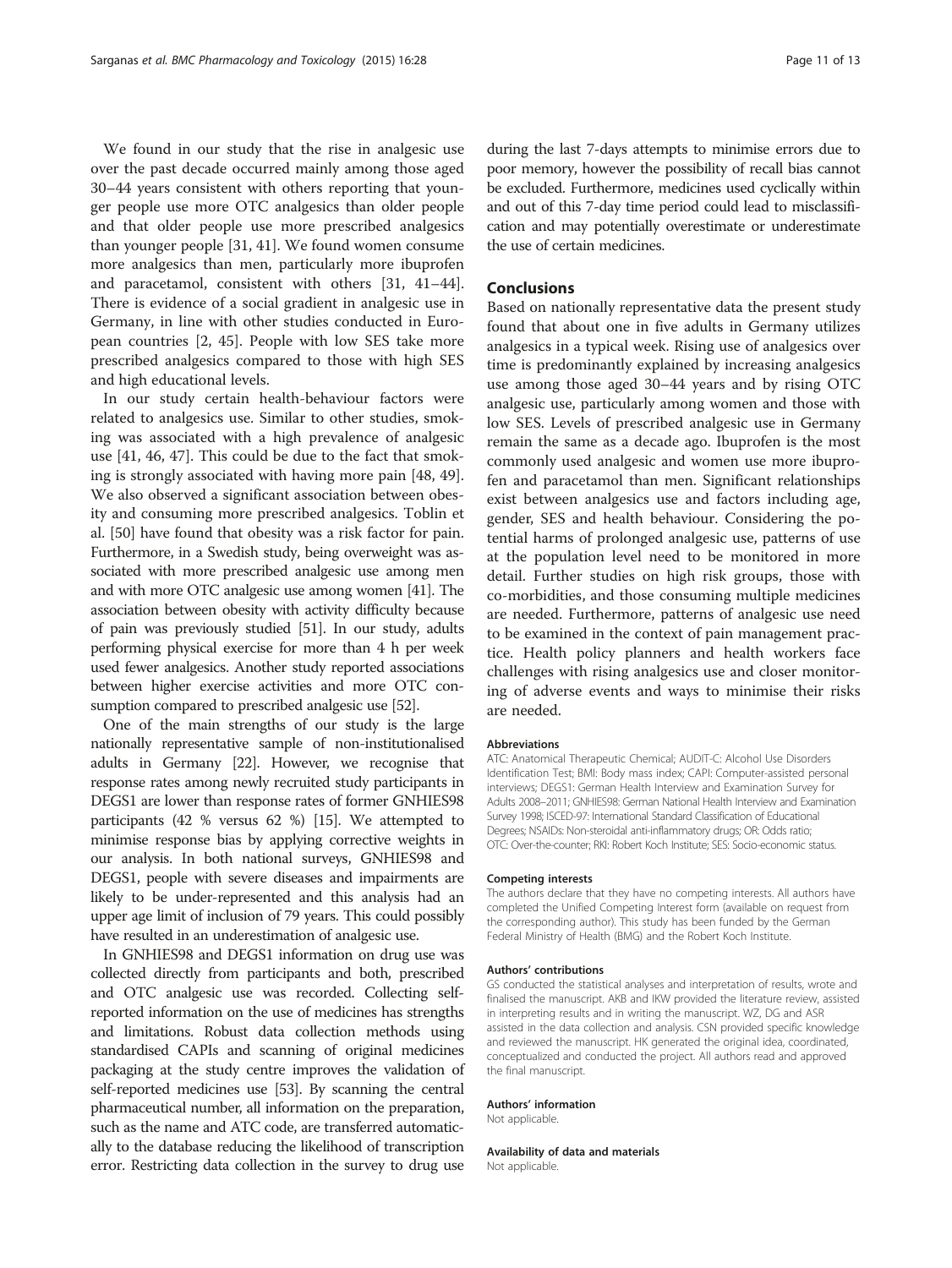We found in our study that the rise in analgesic use over the past decade occurred mainly among those aged 30–44 years consistent with others reporting that younger people use more OTC analgesics than older people and that older people use more prescribed analgesics than younger people [31, 41]. We found women consume more analgesics than men, particularly more ibuprofen and paracetamol, consistent with others [31, 41–44]. There is evidence of a social gradient in analgesic use in Germany, in line with other studies conducted in European countries [2, 45]. People with low SES take more prescribed analgesics compared to those with high SES and high educational levels.

In our study certain health-behaviour factors were related to analgesics use. Similar to other studies, smoking was associated with a high prevalence of analgesic use [41, 46, 47]. This could be due to the fact that smoking is strongly associated with having more pain [48, 49]. We also observed a significant association between obesity and consuming more prescribed analgesics. Toblin et al. [50] have found that obesity was a risk factor for pain. Furthermore, in a Swedish study, being overweight was associated with more prescribed analgesic use among men and with more OTC analgesic use among women [41]. The association between obesity with activity difficulty because of pain was previously studied [51]. In our study, adults performing physical exercise for more than 4 h per week used fewer analgesics. Another study reported associations between higher exercise activities and more OTC consumption compared to prescribed analgesic use [52].

One of the main strengths of our study is the large nationally representative sample of non-institutionalised adults in Germany [22]. However, we recognise that response rates among newly recruited study participants in DEGS1 are lower than response rates of former GNHIES98 participants (42 % versus 62 %) [15]. We attempted to minimise response bias by applying corrective weights in our analysis. In both national surveys, GNHIES98 and DEGS1, people with severe diseases and impairments are likely to be under-represented and this analysis had an upper age limit of inclusion of 79 years. This could possibly have resulted in an underestimation of analgesic use.

In GNHIES98 and DEGS1 information on drug use was collected directly from participants and both, prescribed and OTC analgesic use was recorded. Collecting self-reported information on the use of medicines has strengths and limitations. Robust data collection methods using standardised CAPIs and scanning of original medicines packaging at the study centre improves the validation of self-reported medicines use [53]. By scanning the central pharmaceutical number, all information on the preparation, such as the name and ATC code, are transferred automatically to the database reducing the likelihood of transcription error. Restricting data collection in the survey to drug use during the last 7-days attempts to minimise errors due to poor memory, however the possibility of recall bias cannot be excluded. Furthermore, medicines used cyclically within and out of this 7-day time period could lead to misclassification and may potentially overestimate or underestimate the use of certain medicines.

## Conclusions

Based on nationally representative data the present study found that about one in five adults in Germany utilizes analgesics in a typical week. Rising use of analgesics over time is predominantly explained by increasing analgesics use among those aged 30–44 years and by rising OTC analgesic use, particularly among women and those with low SES. Levels of prescribed analgesic use in Germany remain the same as a decade ago. Ibuprofen is the most commonly used analgesic and women use more ibuprofen and paracetamol than men. Significant relationships exist between analgesics use and factors including age, gender, SES and health behaviour. Considering the potential harms of prolonged analgesic use, patterns of use at the population level need to be monitored in more detail. Further studies on high risk groups, those with co-morbidities, and those consuming multiple medicines are needed. Furthermore, patterns of analgesic use need to be examined in the context of pain management practice. Health policy planners and health workers face challenges with rising analgesics use and closer monitoring of adverse events and ways to minimise their risks are needed.

#### Abbreviations

ATC: Anatomical Therapeutic Chemical; AUDIT-C: Alcohol Use Disorders Identification Test; BMI: Body mass index; CAPI: Computer-assisted personal interviews; DEGS1: German Health Interview and Examination Survey for Adults 2008–2011; GNHIES98: German National Health Interview and Examination Survey 1998; ISCED-97: International Standard Classification of Educational Degrees; NSAIDs: Non-steroidal anti-inflammatory drugs; OR: Odds ratio; OTC: Over-the-counter; RKI: Robert Koch Institute; SES: Socio-economic status.

#### Competing interests

The authors declare that they have no competing interests. All authors have completed the Unified Competing Interest form (available on request from the corresponding author). This study has been funded by the German Federal Ministry of Health (BMG) and the Robert Koch Institute.

#### Authors' contributions

GS conducted the statistical analyses and interpretation of results, wrote and finalised the manuscript. AKB and IKW provided the literature review, assisted in interpreting results and in writing the manuscript. WZ, DG and ASR assisted in the data collection and analysis. CSN provided specific knowledge and reviewed the manuscript. HK generated the original idea, coordinated, conceptualized and conducted the project. All authors read and approved the final manuscript.

#### Authors' information

Not applicable.

#### Availability of data and materials

Not applicable.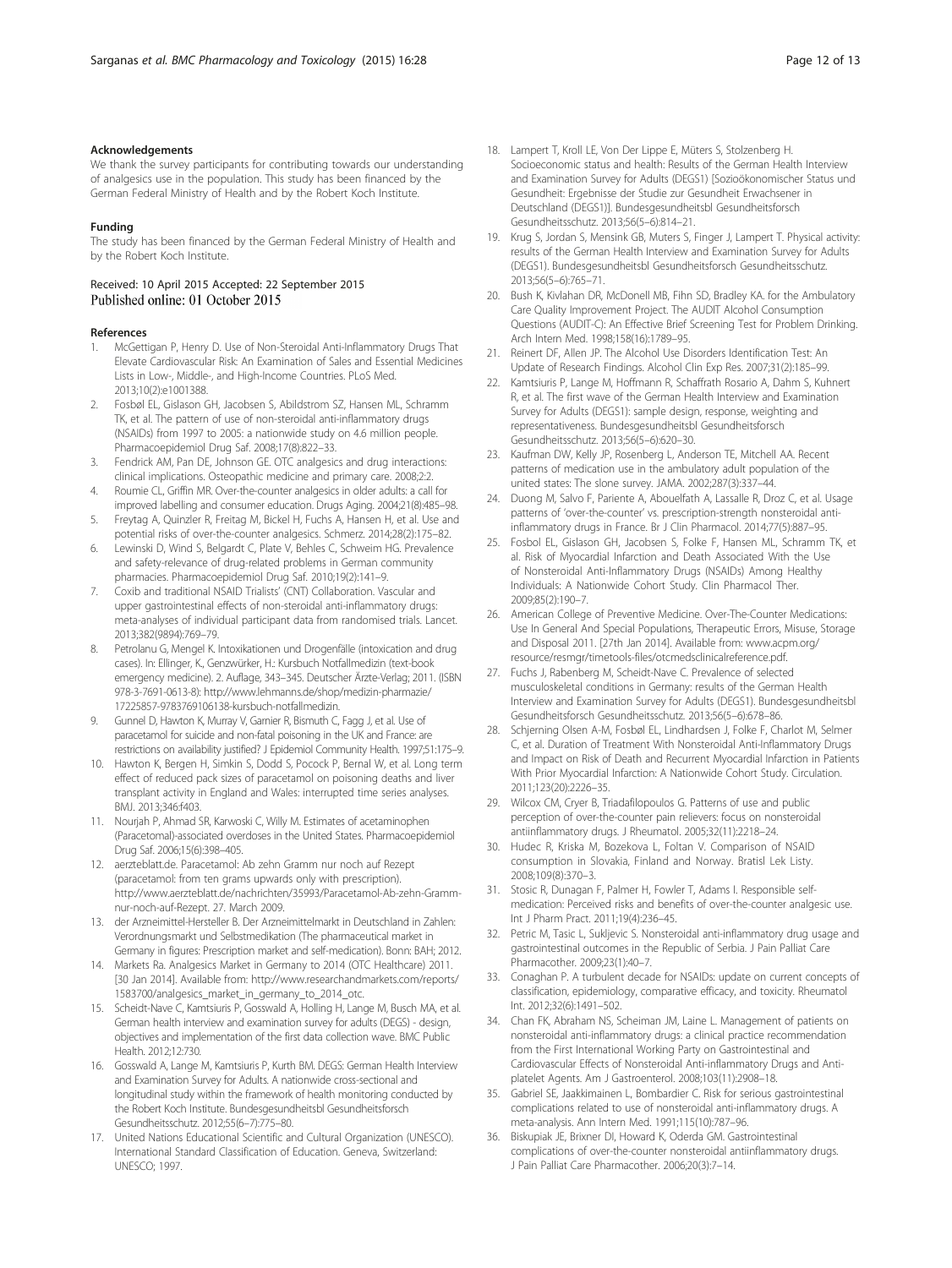## Acknowledgements

We thank the survey participants for contributing towards our understanding of analgesics use in the population. This study has been financed by the German Federal Ministry of Health and by the Robert Koch Institute.

## Funding

The study has been financed by the German Federal Ministry of Health and by the Robert Koch Institute.

Received: 10 April 2015 Accepted: 22 September 2015
Published online: 01 October 2015

## References

1. McGettigan P, Henry D. Use of Non-Steroidal Anti-Inflammatory Drugs That Elevate Cardiovascular Risk: An Examination of Sales and Essential Medicines Lists in Low-, Middle-, and High-Income Countries. PLoS Med. 2013;10(2):e1001388.
2. Fosbøl EL, Gislason GH, Jacobsen S, Abildstrom SZ, Hansen ML, Schramm TK, et al. The pattern of use of non-steroidal anti-inflammatory drugs (NSAIDs) from 1997 to 2005: a nationwide study on 4.6 million people. Pharmacoepidemiol Drug Saf. 2008;17(8):822–33.
3. Fendrick AM, Pan DE, Johnson GE. OTC analgesics and drug interactions: clinical implications. Osteopathic medicine and primary care. 2008;2:2.
4. Roumie CL, Griffin MR. Over-the-counter analgesics in older adults: a call for improved labelling and consumer education. Drugs Aging. 2004;21(8):485–98.
5. Freytag A, Quinzler R, Freitag M, Bickel H, Fuchs A, Hansen H, et al. Use and potential risks of over-the-counter analgesics. Schmerz. 2014;28(2):175–82.
6. Lewinski D, Wind S, Belgardt C, Plate V, Behles C, Schweim HG. Prevalence and safety-relevance of drug-related problems in German community pharmacies. Pharmacoepidemiol Drug Saf. 2010;19(2):141–9.
7. Coxib and traditional NSAID Trialists' (CNT) Collaboration. Vascular and upper gastrointestinal effects of non-steroidal anti-inflammatory drugs: meta-analyses of individual participant data from randomised trials. Lancet. 2013;382(9894):769–79.
8. Petrolanu G, Mengel K. Intoxikationen und Drogenfälle (intoxication and drug cases). In: Ellinger, K., Genzwürker, H.: Kursbuch Notfallmedizin (text-book emergency medicine). 2. Auflage, 343–345. Deutscher Ärzte-Verlag; 2011. (ISBN 978-3-7691-0613-8): http://www.lehmanns.de/shop/medizin-pharmazie/17225857-9783769106138-kursbuch-notfallmedizin.
9. Gunnel D, Hawton K, Murray V, Garnier R, Bismuth C, Fagg J, et al. Use of paracetamol for suicide and non-fatal poisoning in the UK and France: are restrictions on availability justified? J Epidemiol Community Health. 1997;51:175–9.
10. Hawton K, Bergen H, Simkin S, Dodd S, Pocock P, Bernal W, et al. Long term effect of reduced pack sizes of paracetamol on poisoning deaths and liver transplant activity in England and Wales: interrupted time series analyses. BMJ. 2013;346:f403.
11. Nourjah P, Ahmad SR, Karwoski C, Willy M. Estimates of acetaminophen (Paracetomal)-associated overdoses in the United States. Pharmacoepidemiol Drug Saf. 2006;15(6):398–405.
12. aerzteblatt.de. Paracetamol: Ab zehn Gramm nur noch auf Rezept (paracetamol: from ten grams upwards only with prescription). http://www.aerzteblatt.de/nachrichten/35993/Paracetamol-Ab-zehn-Gramm-nur-noch-auf-Rezept. 27. March 2009.
13. der Arzneimittel-Hersteller B. Der Arzneimittelmarkt in Deutschland in Zahlen: Verordnungsmarkt und Selbstmedikation (The pharmaceutical market in Germany in figures: Prescription market and self-medication). Bonn: BAH; 2012.
14. Markets Ra. Analgesics Market in Germany to 2014 (OTC Healthcare) 2011. [30 Jan 2014]. Available from: http://www.researchandmarkets.com/reports/1583700/analgesics_market_in_germany_to_2014_otc.
15. Scheidt-Nave C, Kamtsiuris P, Gosswald A, Holling H, Lange M, Busch MA, et al. German health interview and examination survey for adults (DEGS) - design, objectives and implementation of the first data collection wave. BMC Public Health. 2012;12:730.
16. Gosswald A, Lange M, Kamtsiuris P, Kurth BM. DEGS: German Health Interview and Examination Survey for Adults. A nationwide cross-sectional and longitudinal study within the framework of health monitoring conducted by the Robert Koch Institute. Bundesgesundheitsbl Gesundheitsforsch Gesundheitsschutz. 2012;55(6–7):775–80.
17. United Nations Educational Scientific and Cultural Organization (UNESCO). International Standard Classification of Education. Geneva, Switzerland: UNESCO; 1997.
18. Lampert T, Kroll LE, Von Der Lippe E, Müters S, Stolzenberg H. Socioeconomic status and health: Results of the German Health Interview and Examination Survey for Adults (DEGS1) [Sozioökonomischer Status und Gesundheit: Ergebnisse der Studie zur Gesundheit Erwachsener in Deutschland (DEGS1)]. Bundesgesundheitsbl Gesundheitsforsch Gesundheitsschutz. 2013;56(5–6):814–21.
19. Krug S, Jordan S, Mensink GB, Muters S, Finger J, Lampert T. Physical activity: results of the German Health Interview and Examination Survey for Adults (DEGS1). Bundesgesundheitsbl Gesundheitsforsch Gesundheitsschutz. 2013;56(5–6):765–71.
20. Bush K, Kivlahan DR, McDonell MB, Fihn SD, Bradley KA. for the Ambulatory Care Quality Improvement Project. The AUDIT Alcohol Consumption Questions (AUDIT-C): An Effective Brief Screening Test for Problem Drinking. Arch Intern Med. 1998;158(16):1789–95.
21. Reinert DF, Allen JP. The Alcohol Use Disorders Identification Test: An Update of Research Findings. Alcohol Clin Exp Res. 2007;31(2):185–99.
22. Kamtsiuris P, Lange M, Hoffmann R, Schaffrath Rosario A, Dahm S, Kuhnert R, et al. The first wave of the German Health Interview and Examination Survey for Adults (DEGS1): sample design, response, weighting and representativeness. Bundesgesundheitsbl Gesundheitsforsch Gesundheitsschutz. 2013;56(5–6):620–30.
23. Kaufman DW, Kelly JP, Rosenberg L, Anderson TE, Mitchell AA. Recent patterns of medication use in the ambulatory adult population of the united states: The slone survey. JAMA. 2002;287(3):337–44.
24. Duong M, Salvo F, Pariente A, Abouelfath A, Lassalle R, Droz C, et al. Usage patterns of 'over-the-counter' vs. prescription-strength nonsteroidal anti-inflammatory drugs in France. Br J Clin Pharmacol. 2014;77(5):887–95.
25. Fosbol EL, Gislason GH, Jacobsen S, Folke F, Hansen ML, Schramm TK, et al. Risk of Myocardial Infarction and Death Associated With the Use of Nonsteroidal Anti-Inflammatory Drugs (NSAIDs) Among Healthy Individuals: A Nationwide Cohort Study. Clin Pharmacol Ther. 2009;85(2):190–7.
26. American College of Preventive Medicine. Over-The-Counter Medications: Use In General And Special Populations, Therapeutic Errors, Misuse, Storage and Disposal 2011. [27th Jan 2014]. Available from: www.acpm.org/resource/resmgr/timetools-files/otcmedsclinicalreference.pdf.
27. Fuchs J, Rabenberg M, Scheidt-Nave C. Prevalence of selected musculoskeletal conditions in Germany: results of the German Health Interview and Examination Survey for Adults (DEGS1). Bundesgesundheitsbl Gesundheitsforsch Gesundheitsschutz. 2013;56(5–6):678–86.
28. Schjerning Olsen A-M, Fosbøl EL, Lindhardsen J, Folke F, Charlot M, Selmer C, et al. Duration of Treatment With Nonsteroidal Anti-Inflammatory Drugs and Impact on Risk of Death and Recurrent Myocardial Infarction in Patients With Prior Myocardial Infarction: A Nationwide Cohort Study. Circulation. 2011;123(20):2226–35.
29. Wilcox CM, Cryer B, Triadafilopoulos G. Patterns of use and public perception of over-the-counter pain relievers: focus on nonsteroidal antiinflammatory drugs. J Rheumatol. 2005;32(11):2218–24.
30. Hudec R, Kriska M, Bozekova L, Foltan V. Comparison of NSAID consumption in Slovakia, Finland and Norway. Bratisl Lek Listy. 2008;109(8):370–3.
31. Stosic R, Dunagan F, Palmer H, Fowler T, Adams I. Responsible self-medication: Perceived risks and benefits of over-the-counter analgesic use. Int J Pharm Pract. 2011;19(4):236–45.
32. Petric M, Tasic L, Sukljevic S. Nonsteroidal anti-inflammatory drug usage and gastrointestinal outcomes in the Republic of Serbia. J Pain Palliat Care Pharmacother. 2009;23(1):40–7.
33. Conaghan P. A turbulent decade for NSAIDs: update on current concepts of classification, epidemiology, comparative efficacy, and toxicity. Rheumatol Int. 2012;32(6):1491–502.
34. Chan FK, Abraham NS, Scheiman JM, Laine L. Management of patients on nonsteroidal anti-inflammatory drugs: a clinical practice recommendation from the First International Working Party on Gastrointestinal and Cardiovascular Effects of Nonsteroidal Anti-inflammatory Drugs and Anti-platelet Agents. Am J Gastroenterol. 2008;103(11):2908–18.
35. Gabriel SE, Jaakkimainen L, Bombardier C. Risk for serious gastrointestinal complications related to use of nonsteroidal anti-inflammatory drugs. A meta-analysis. Ann Intern Med. 1991;115(10):787–96.
36. Biskupiak JE, Brixner DI, Howard K, Oderda GM. Gastrointestinal complications of over-the-counter nonsteroidal antiinflammatory drugs. J Pain Palliat Care Pharmacother. 2006;20(3):7–14.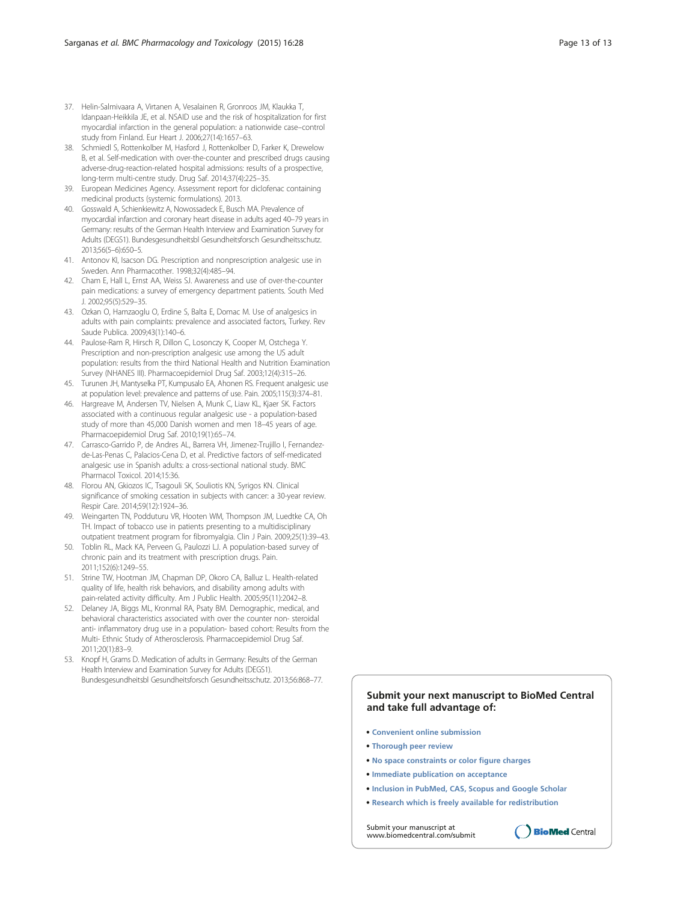37. Helin-Salmivaara A, Virtanen A, Vesalainen R, Gronroos JM, Klaukka T, Idanpaan-Heikkila JE, et al. NSAID use and the risk of hospitalization for first myocardial infarction in the general population: a nationwide case–control study from Finland. Eur Heart J. 2006;27(14):1657–63.
38. Schmiedl S, Rottenkolber M, Hasford J, Rottenkolber D, Farker K, Drewelow B, et al. Self-medication with over-the-counter and prescribed drugs causing adverse-drug-reaction-related hospital admissions: results of a prospective, long-term multi-centre study. Drug Saf. 2014;37(4):225–35.
39. European Medicines Agency. Assessment report for diclofenac containing medicinal products (systemic formulations). 2013.
40. Gosswald A, Schienkiewitz A, Nowossadeck E, Busch MA. Prevalence of myocardial infarction and coronary heart disease in adults aged 40–79 years in Germany: results of the German Health Interview and Examination Survey for Adults (DEGS1). Bundesgesundheitsbl Gesundheitsforsch Gesundheitsschutz. 2013;56(5–6):650–5.
41. Antonov KI, Isacson DG. Prescription and nonprescription analgesic use in Sweden. Ann Pharmacother. 1998;32(4):485–94.
42. Cham E, Hall L, Ernst AA, Weiss SJ. Awareness and use of over-the-counter pain medications: a survey of emergency department patients. South Med J. 2002;95(5):529–35.
43. Ozkan O, Hamzaoglu O, Erdine S, Balta E, Domac M. Use of analgesics in adults with pain complaints: prevalence and associated factors, Turkey. Rev Saude Publica. 2009;43(1):140–6.
44. Paulose-Ram R, Hirsch R, Dillon C, Losonczy K, Cooper M, Ostchega Y. Prescription and non-prescription analgesic use among the US adult population: results from the third National Health and Nutrition Examination Survey (NHANES III). Pharmacoepidemiol Drug Saf. 2003;12(4):315–26.
45. Turunen JH, Mantyselka PT, Kumpusalo EA, Ahonen RS. Frequent analgesic use at population level: prevalence and patterns of use. Pain. 2005;115(3):374–81.
46. Hargreave M, Andersen TV, Nielsen A, Munk C, Liaw KL, Kjaer SK. Factors associated with a continuous regular analgesic use - a population-based study of more than 45,000 Danish women and men 18–45 years of age. Pharmacoepidemiol Drug Saf. 2010;19(1):65–74.
47. Carrasco-Garrido P, de Andres AL, Barrera VH, Jimenez-Trujillo I, Fernandez-de-Las-Penas C, Palacios-Cena D, et al. Predictive factors of self-medicated analgesic use in Spanish adults: a cross-sectional national study. BMC Pharmacol Toxicol. 2014;15:36.
48. Florou AN, Gkiozos IC, Tsagouli SK, Souliotis KN, Syrigos KN. Clinical significance of smoking cessation in subjects with cancer: a 30-year review. Respir Care. 2014;59(12):1924–36.
49. Weingarten TN, Podduturu VR, Hooten WM, Thompson JM, Luedtke CA, Oh TH. Impact of tobacco use in patients presenting to a multidisciplinary outpatient treatment program for fibromyalgia. Clin J Pain. 2009;25(1):39–43.
50. Toblin RL, Mack KA, Perveen G, Paulozzi LJ. A population-based survey of chronic pain and its treatment with prescription drugs. Pain. 2011;152(6):1249–55.
51. Strine TW, Hootman JM, Chapman DP, Okoro CA, Balluz L. Health-related quality of life, health risk behaviors, and disability among adults with pain-related activity difficulty. Am J Public Health. 2005;95(11):2042–8.
52. Delaney JA, Biggs ML, Kronmal RA, Psaty BM. Demographic, medical, and behavioral characteristics associated with over the counter non- steroidal anti- inflammatory drug use in a population- based cohort: Results from the Multi- Ethnic Study of Atherosclerosis. Pharmacoepidemiol Drug Saf. 2011;20(1):83–9.
53. Knopf H, Grams D. Medication of adults in Germany: Results of the German Health Interview and Examination Survey for Adults (DEGS1). Bundesgesundheitsbl Gesundheitsforsch Gesundheitsschutz. 2013;56:868–77.

**Submit your next manuscript to BioMed Central and take full advantage of:**

- **Convenient online submission**
- **Thorough peer review**
- **No space constraints or color figure charges**
- **Immediate publication on acceptance**
- **Inclusion in PubMed, CAS, Scopus and Google Scholar**
- **Research which is freely available for redistribution**

Submit your manuscript at
www.biomedcentral.com/submit

BioMed Central